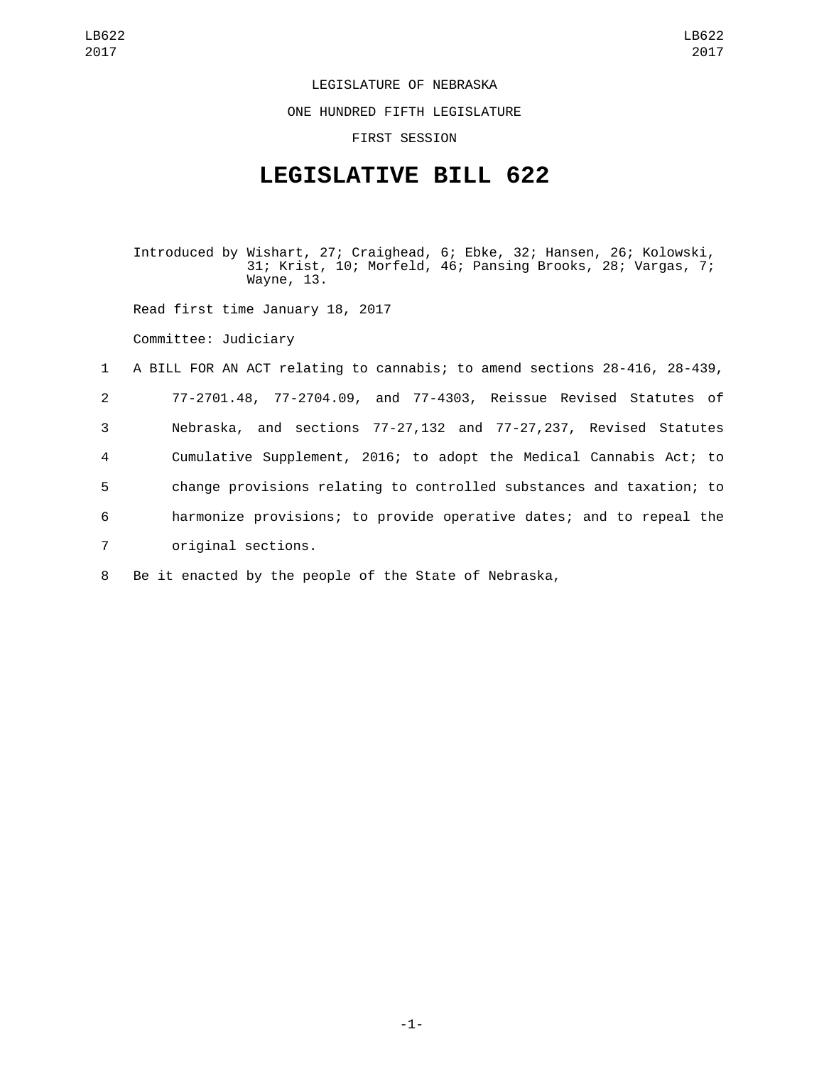LEGISLATURE OF NEBRASKA

ONE HUNDRED FIFTH LEGISLATURE

FIRST SESSION

# LEGISLATIVE BILL 622

Introduced by Wishart, 27; Craighead, 6; Ebke, 32; Hansen, 26; Kolowski, 31; Krist, 10; Morfeld, 46; Pansing Brooks, 28; Vargas, 7; Wayne, 13.

Read first time January 18, 2017

Committee: Judiciary

1 A BILL FOR AN ACT relating to cannabis; to amend sections 28-416, 28-439,
2 77-2701.48, 77-2704.09, and 77-4303, Reissue Revised Statutes of
3 Nebraska, and sections 77-27,132 and 77-27,237, Revised Statutes
4 Cumulative Supplement, 2016; to adopt the Medical Cannabis Act; to
5 change provisions relating to controlled substances and taxation; to
6 harmonize provisions; to provide operative dates; and to repeal the
7 original sections.

8 Be it enacted by the people of the State of Nebraska,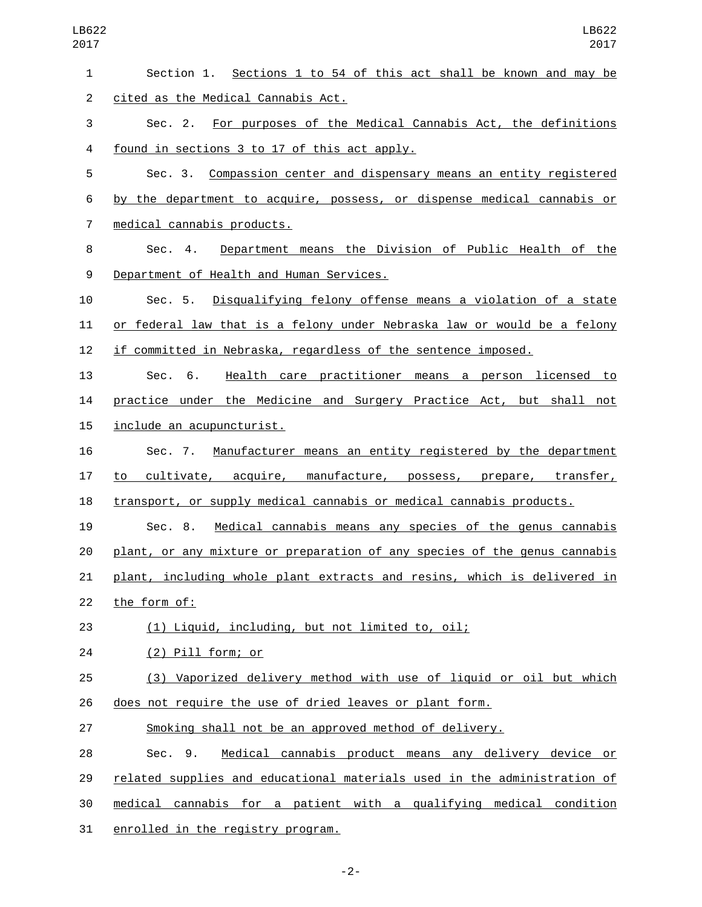Section 1. Sections 1 to 54 of this act shall be known and may be cited as the Medical Cannabis Act.

Sec. 2. For purposes of the Medical Cannabis Act, the definitions found in sections 3 to 17 of this act apply.

Sec. 3. Compassion center and dispensary means an entity registered by the department to acquire, possess, or dispense medical cannabis or medical cannabis products.

Sec. 4. Department means the Division of Public Health of the Department of Health and Human Services.

Sec. 5. Disqualifying felony offense means a violation of a state or federal law that is a felony under Nebraska law or would be a felony if committed in Nebraska, regardless of the sentence imposed.

Sec. 6. Health care practitioner means a person licensed to practice under the Medicine and Surgery Practice Act, but shall not include an acupuncturist.

Sec. 7. Manufacturer means an entity registered by the department to cultivate, acquire, manufacture, possess, prepare, transfer, transport, or supply medical cannabis or medical cannabis products.

Sec. 8. Medical cannabis means any species of the genus cannabis plant, or any mixture or preparation of any species of the genus cannabis plant, including whole plant extracts and resins, which is delivered in the form of:

(1) Liquid, including, but not limited to, oil;

(2) Pill form; or

(3) Vaporized delivery method with use of liquid or oil but which does not require the use of dried leaves or plant form.

Smoking shall not be an approved method of delivery.

Sec. 9. Medical cannabis product means any delivery device or related supplies and educational materials used in the administration of medical cannabis for a patient with a qualifying medical condition enrolled in the registry program.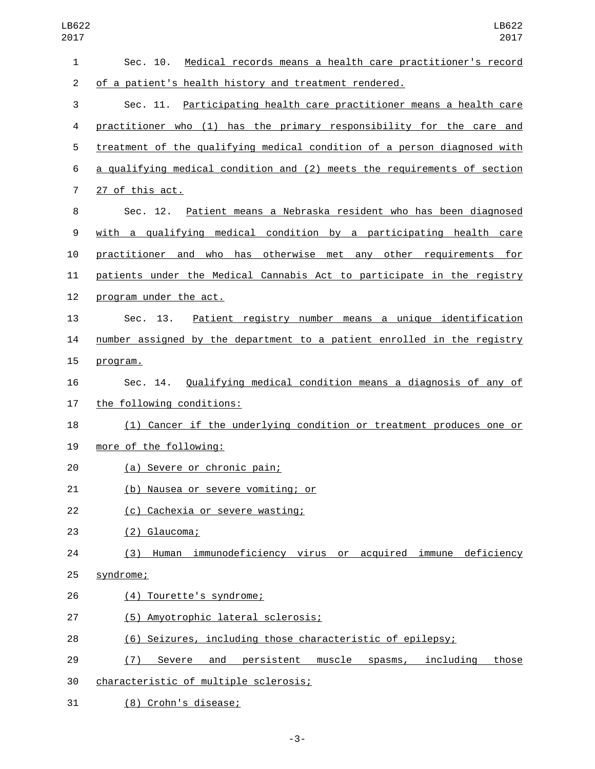Sec. 10. Medical records means a health care practitioner's record of a patient's health history and treatment rendered.

Sec. 11. Participating health care practitioner means a health care practitioner who (1) has the primary responsibility for the care and treatment of the qualifying medical condition of a person diagnosed with a qualifying medical condition and (2) meets the requirements of section 27 of this act.

Sec. 12. Patient means a Nebraska resident who has been diagnosed with a qualifying medical condition by a participating health care practitioner and who has otherwise met any other requirements for patients under the Medical Cannabis Act to participate in the registry program under the act.

Sec. 13. Patient registry number means a unique identification number assigned by the department to a patient enrolled in the registry program.

Sec. 14. Qualifying medical condition means a diagnosis of any of the following conditions:

(1) Cancer if the underlying condition or treatment produces one or more of the following:

(a) Severe or chronic pain;

(b) Nausea or severe vomiting; or

(c) Cachexia or severe wasting;

(2) Glaucoma;

(3) Human immunodeficiency virus or acquired immune deficiency syndrome;

(4) Tourette's syndrome;

(5) Amyotrophic lateral sclerosis;

(6) Seizures, including those characteristic of epilepsy;

(7) Severe and persistent muscle spasms, including those characteristic of multiple sclerosis;

(8) Crohn's disease;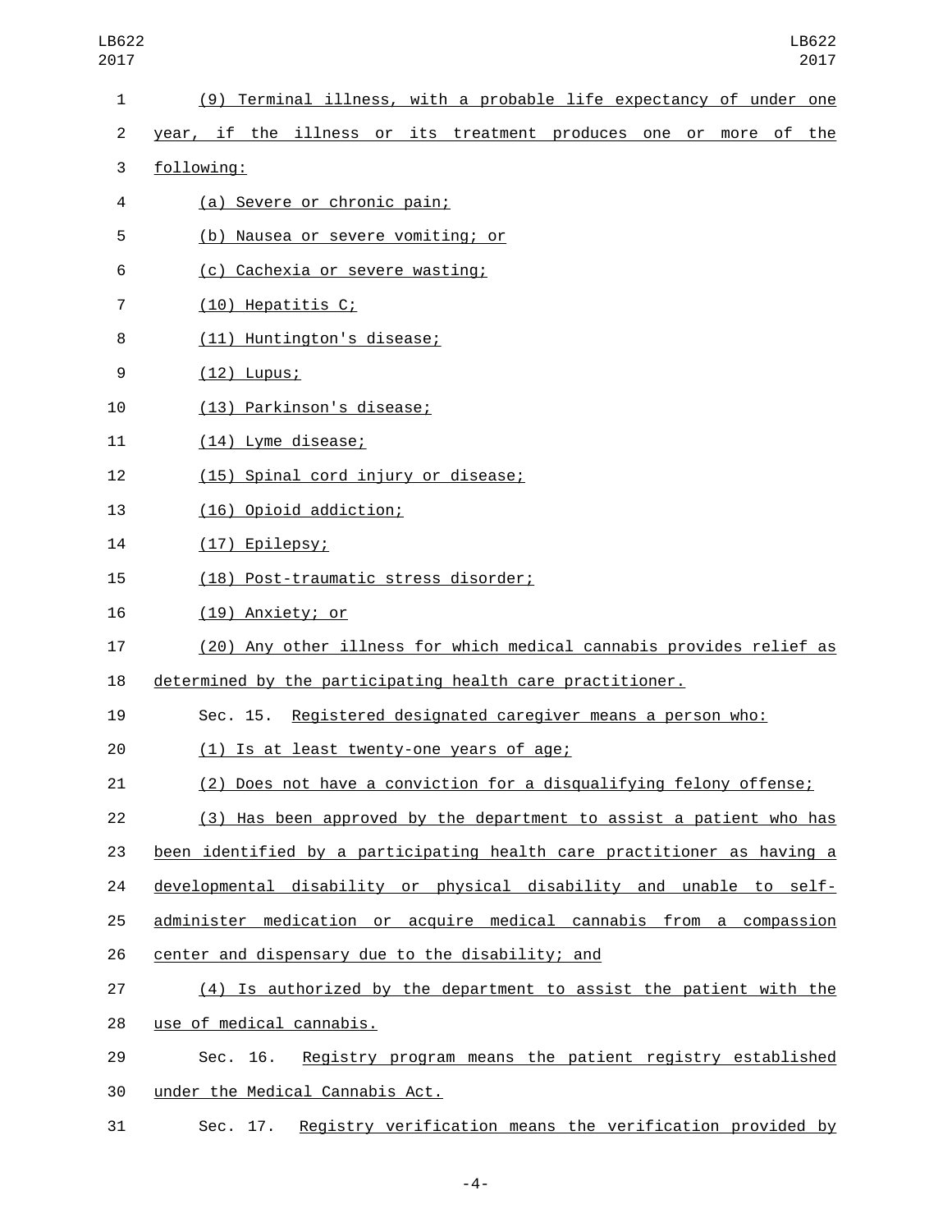(9) Terminal illness, with a probable life expectancy of under one year, if the illness or its treatment produces one or more of the following:

(a) Severe or chronic pain;

(b) Nausea or severe vomiting; or

(c) Cachexia or severe wasting;

(10) Hepatitis C;

(11) Huntington's disease;

(12) Lupus;

(13) Parkinson's disease;

(14) Lyme disease;

(15) Spinal cord injury or disease;

(16) Opioid addiction;

(17) Epilepsy;

(18) Post-traumatic stress disorder;

(19) Anxiety; or

(20) Any other illness for which medical cannabis provides relief as determined by the participating health care practitioner.

Sec. 15. Registered designated caregiver means a person who:

(1) Is at least twenty-one years of age;

(2) Does not have a conviction for a disqualifying felony offense;

(3) Has been approved by the department to assist a patient who has been identified by a participating health care practitioner as having a developmental disability or physical disability and unable to self-administer medication or acquire medical cannabis from a compassion center and dispensary due to the disability; and

(4) Is authorized by the department to assist the patient with the use of medical cannabis.

Sec. 16. Registry program means the patient registry established under the Medical Cannabis Act.

Sec. 17. Registry verification means the verification provided by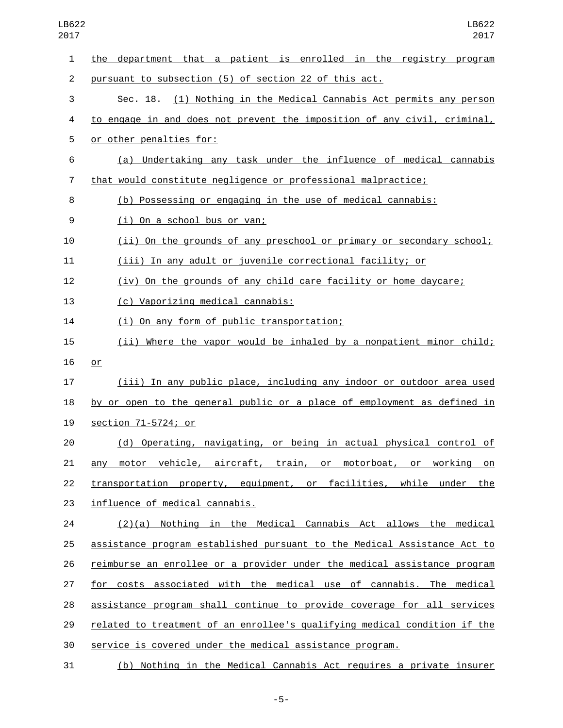the department that a patient is enrolled in the registry program pursuant to subsection (5) of section 22 of this act.

Sec. 18. (1) Nothing in the Medical Cannabis Act permits any person to engage in and does not prevent the imposition of any civil, criminal, or other penalties for:

(a) Undertaking any task under the influence of medical cannabis that would constitute negligence or professional malpractice;

(b) Possessing or engaging in the use of medical cannabis:

(i) On a school bus or van;

(ii) On the grounds of any preschool or primary or secondary school;

(iii) In any adult or juvenile correctional facility; or

(iv) On the grounds of any child care facility or home daycare;

(c) Vaporizing medical cannabis:

(i) On any form of public transportation;

(ii) Where the vapor would be inhaled by a nonpatient minor child; or

(iii) In any public place, including any indoor or outdoor area used by or open to the general public or a place of employment as defined in section 71-5724; or

(d) Operating, navigating, or being in actual physical control of any motor vehicle, aircraft, train, or motorboat, or working on transportation property, equipment, or facilities, while under the influence of medical cannabis.

(2)(a) Nothing in the Medical Cannabis Act allows the medical assistance program established pursuant to the Medical Assistance Act to reimburse an enrollee or a provider under the medical assistance program for costs associated with the medical use of cannabis. The medical assistance program shall continue to provide coverage for all services related to treatment of an enrollee's qualifying medical condition if the service is covered under the medical assistance program.

(b) Nothing in the Medical Cannabis Act requires a private insurer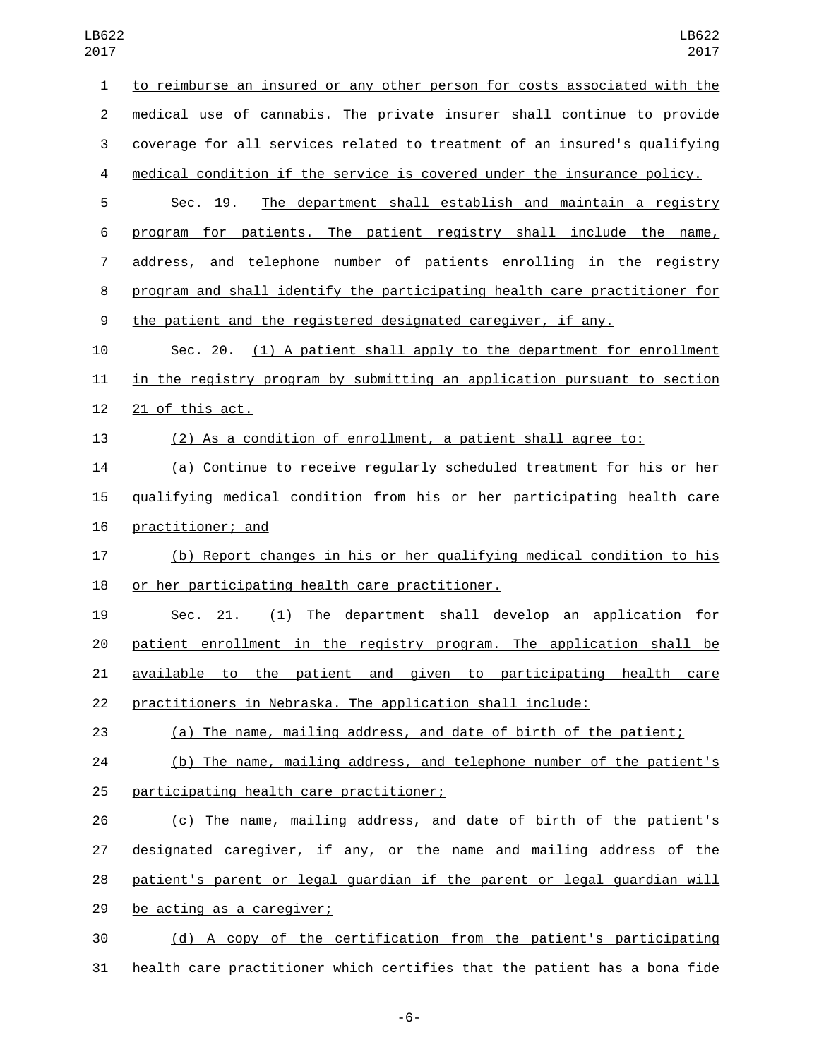to reimburse an insured or any other person for costs associated with the medical use of cannabis. The private insurer shall continue to provide coverage for all services related to treatment of an insured's qualifying medical condition if the service is covered under the insurance policy.

Sec. 19. The department shall establish and maintain a registry program for patients. The patient registry shall include the name, address, and telephone number of patients enrolling in the registry program and shall identify the participating health care practitioner for the patient and the registered designated caregiver, if any.

Sec. 20. (1) A patient shall apply to the department for enrollment in the registry program by submitting an application pursuant to section 21 of this act.

(2) As a condition of enrollment, a patient shall agree to:

(a) Continue to receive regularly scheduled treatment for his or her qualifying medical condition from his or her participating health care practitioner; and

(b) Report changes in his or her qualifying medical condition to his or her participating health care practitioner.

Sec. 21. (1) The department shall develop an application for patient enrollment in the registry program. The application shall be available to the patient and given to participating health care practitioners in Nebraska. The application shall include:

(a) The name, mailing address, and date of birth of the patient;

(b) The name, mailing address, and telephone number of the patient's participating health care practitioner;

(c) The name, mailing address, and date of birth of the patient's designated caregiver, if any, or the name and mailing address of the patient's parent or legal guardian if the parent or legal guardian will be acting as a caregiver;

(d) A copy of the certification from the patient's participating health care practitioner which certifies that the patient has a bona fide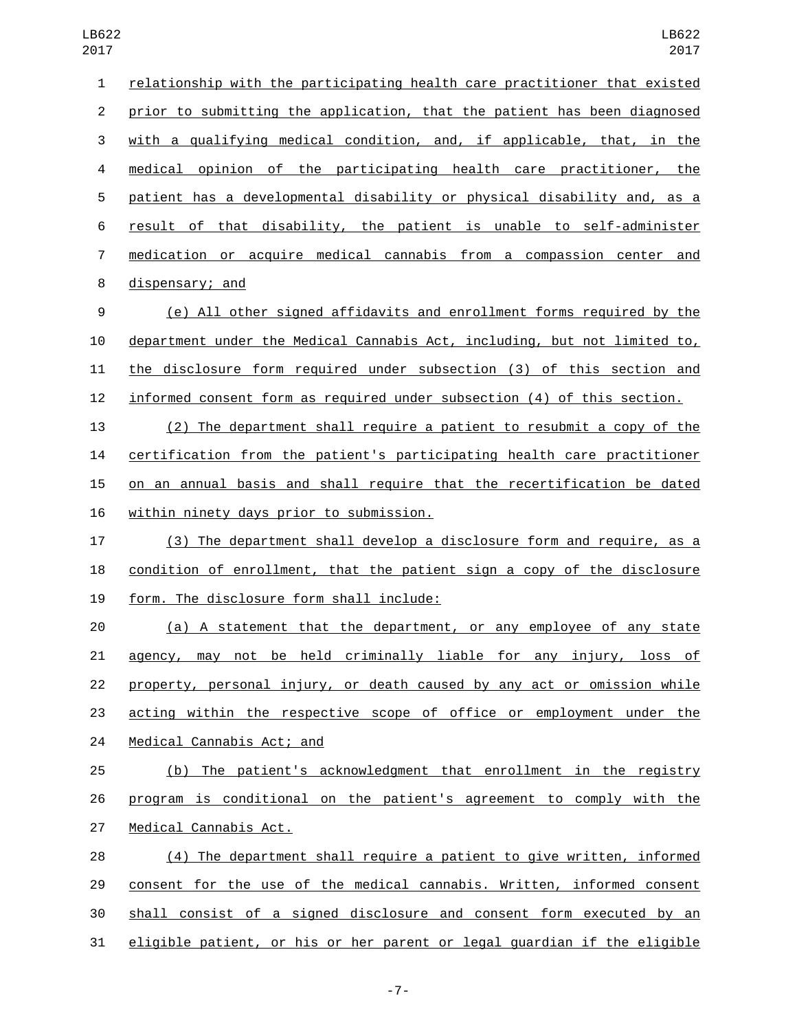relationship with the participating health care practitioner that existed prior to submitting the application, that the patient has been diagnosed with a qualifying medical condition, and, if applicable, that, in the medical opinion of the participating health care practitioner, the patient has a developmental disability or physical disability and, as a result of that disability, the patient is unable to self-administer medication or acquire medical cannabis from a compassion center and dispensary; and

(e) All other signed affidavits and enrollment forms required by the department under the Medical Cannabis Act, including, but not limited to, the disclosure form required under subsection (3) of this section and informed consent form as required under subsection (4) of this section.

(2) The department shall require a patient to resubmit a copy of the certification from the patient's participating health care practitioner on an annual basis and shall require that the recertification be dated within ninety days prior to submission.

(3) The department shall develop a disclosure form and require, as a condition of enrollment, that the patient sign a copy of the disclosure form. The disclosure form shall include:

(a) A statement that the department, or any employee of any state agency, may not be held criminally liable for any injury, loss of property, personal injury, or death caused by any act or omission while acting within the respective scope of office or employment under the Medical Cannabis Act; and

(b) The patient's acknowledgment that enrollment in the registry program is conditional on the patient's agreement to comply with the Medical Cannabis Act.

(4) The department shall require a patient to give written, informed consent for the use of the medical cannabis. Written, informed consent shall consist of a signed disclosure and consent form executed by an eligible patient, or his or her parent or legal guardian if the eligible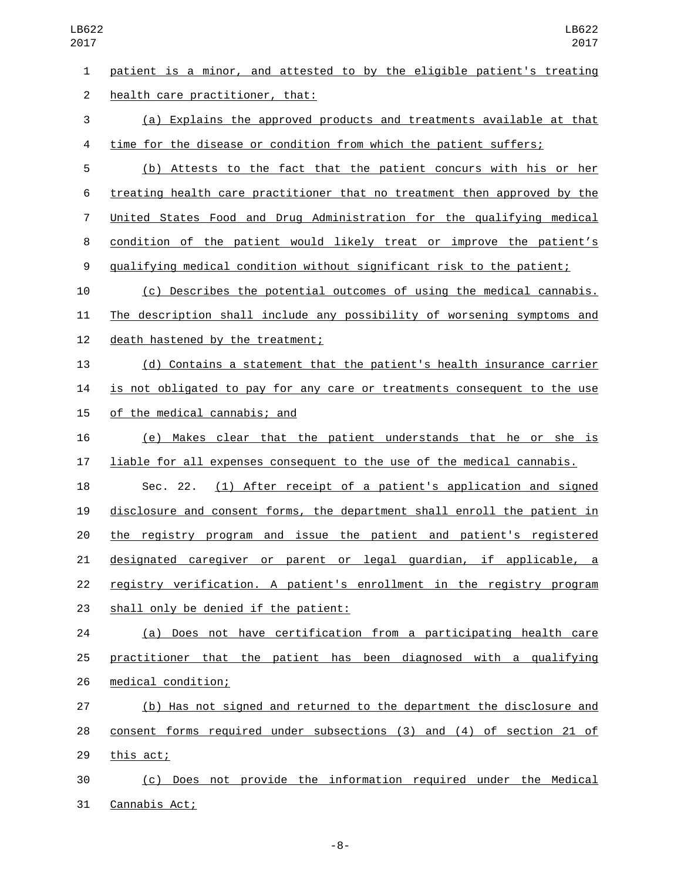patient is a minor, and attested to by the eligible patient's treating health care practitioner, that:

(a) Explains the approved products and treatments available at that time for the disease or condition from which the patient suffers;

(b) Attests to the fact that the patient concurs with his or her treating health care practitioner that no treatment then approved by the United States Food and Drug Administration for the qualifying medical condition of the patient would likely treat or improve the patient's qualifying medical condition without significant risk to the patient;

(c) Describes the potential outcomes of using the medical cannabis. The description shall include any possibility of worsening symptoms and death hastened by the treatment;

(d) Contains a statement that the patient's health insurance carrier is not obligated to pay for any care or treatments consequent to the use of the medical cannabis; and

(e) Makes clear that the patient understands that he or she is liable for all expenses consequent to the use of the medical cannabis.

Sec. 22. (1) After receipt of a patient's application and signed disclosure and consent forms, the department shall enroll the patient in the registry program and issue the patient and patient's registered designated caregiver or parent or legal guardian, if applicable, a registry verification. A patient's enrollment in the registry program shall only be denied if the patient:

(a) Does not have certification from a participating health care practitioner that the patient has been diagnosed with a qualifying medical condition;

(b) Has not signed and returned to the department the disclosure and consent forms required under subsections (3) and (4) of section 21 of this act;

(c) Does not provide the information required under the Medical Cannabis Act;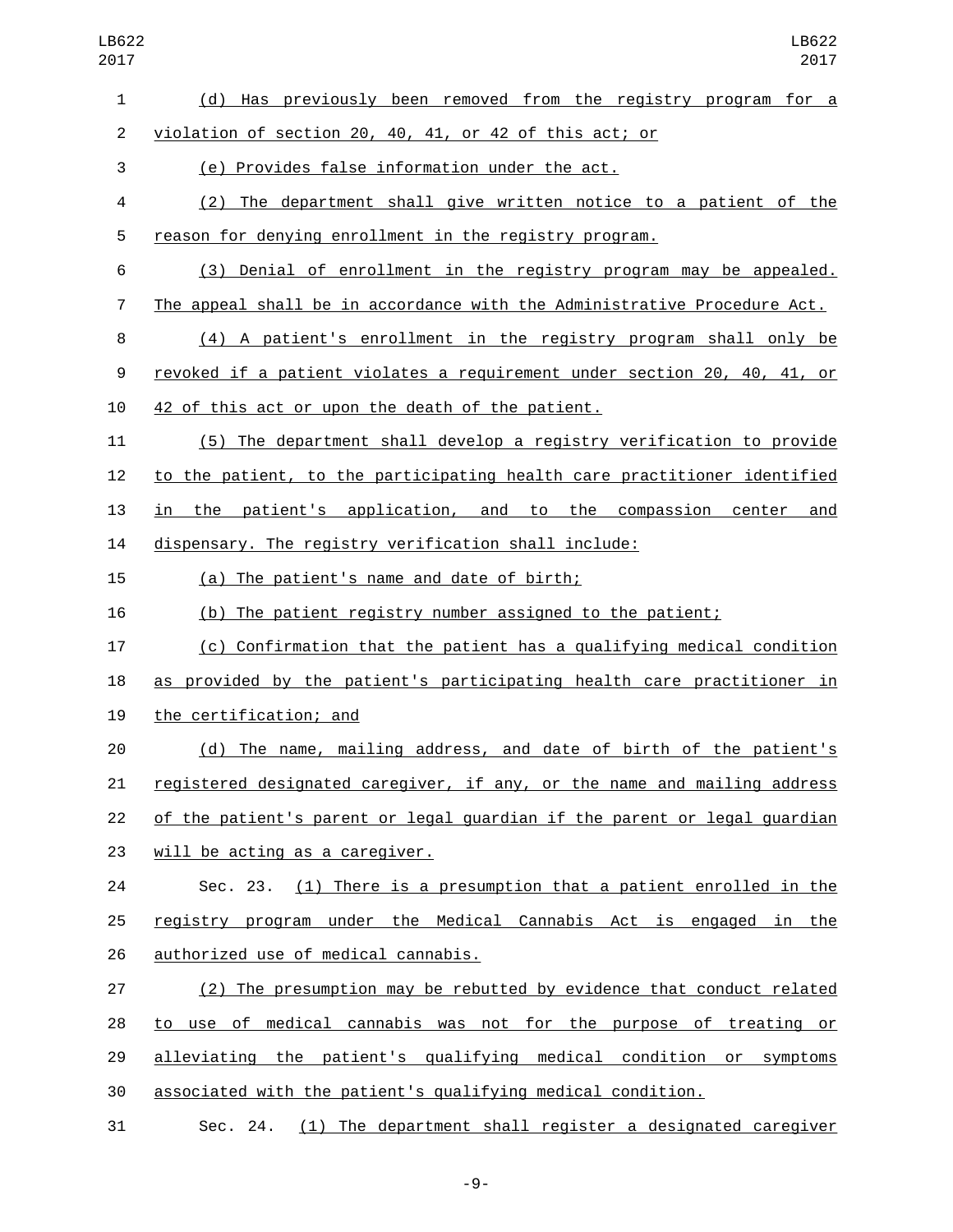(d) Has previously been removed from the registry program for a violation of section 20, 40, 41, or 42 of this act; or

(e) Provides false information under the act.

(2) The department shall give written notice to a patient of the reason for denying enrollment in the registry program.

(3) Denial of enrollment in the registry program may be appealed. The appeal shall be in accordance with the Administrative Procedure Act.

(4) A patient's enrollment in the registry program shall only be revoked if a patient violates a requirement under section 20, 40, 41, or 42 of this act or upon the death of the patient.

(5) The department shall develop a registry verification to provide to the patient, to the participating health care practitioner identified in the patient's application, and to the compassion center and dispensary. The registry verification shall include:

(a) The patient's name and date of birth;

(b) The patient registry number assigned to the patient;

(c) Confirmation that the patient has a qualifying medical condition as provided by the patient's participating health care practitioner in the certification; and

(d) The name, mailing address, and date of birth of the patient's registered designated caregiver, if any, or the name and mailing address of the patient's parent or legal guardian if the parent or legal guardian will be acting as a caregiver.

Sec. 23. (1) There is a presumption that a patient enrolled in the registry program under the Medical Cannabis Act is engaged in the authorized use of medical cannabis.

(2) The presumption may be rebutted by evidence that conduct related to use of medical cannabis was not for the purpose of treating or alleviating the patient's qualifying medical condition or symptoms associated with the patient's qualifying medical condition.

Sec. 24. (1) The department shall register a designated caregiver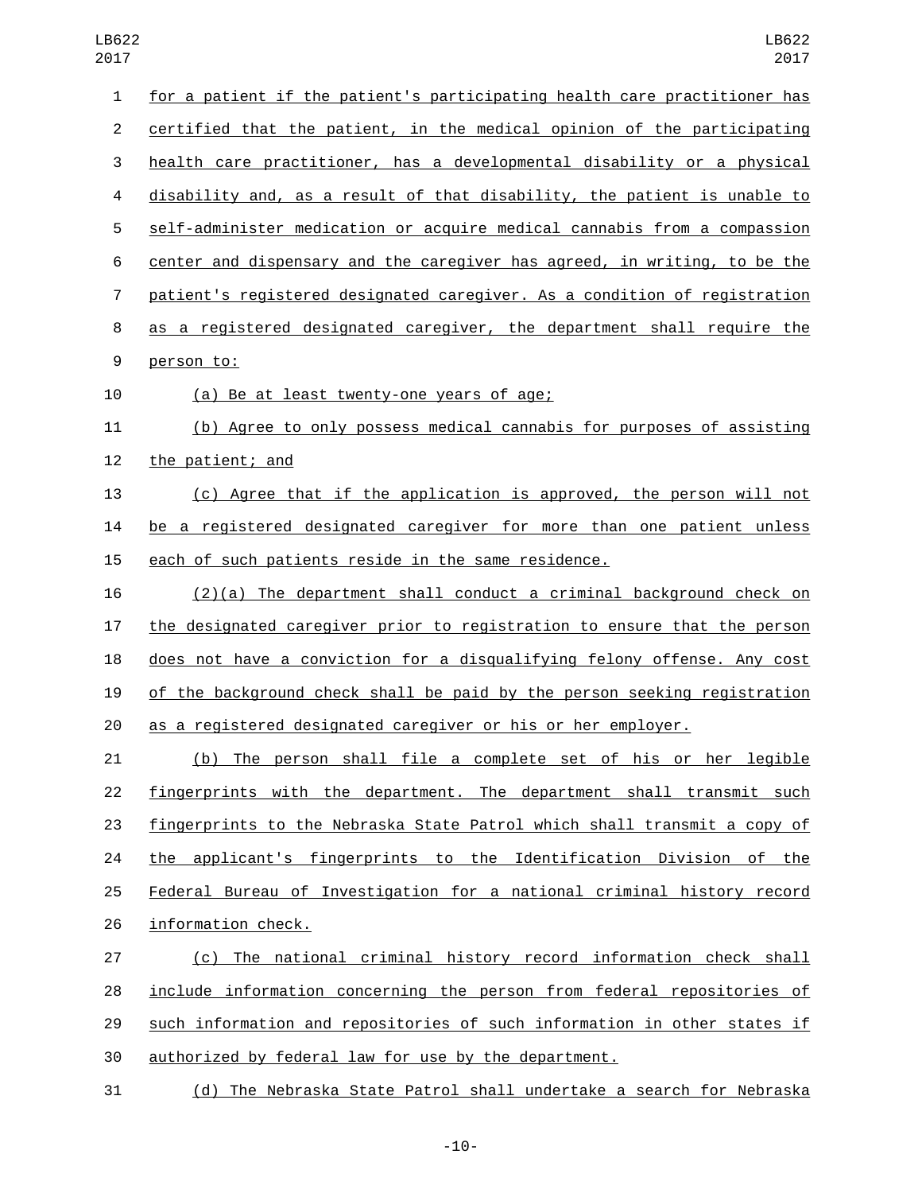for a patient if the patient's participating health care practitioner has certified that the patient, in the medical opinion of the participating health care practitioner, has a developmental disability or a physical disability and, as a result of that disability, the patient is unable to self-administer medication or acquire medical cannabis from a compassion center and dispensary and the caregiver has agreed, in writing, to be the patient's registered designated caregiver. As a condition of registration as a registered designated caregiver, the department shall require the person to:

(a) Be at least twenty-one years of age;

(b) Agree to only possess medical cannabis for purposes of assisting the patient; and

(c) Agree that if the application is approved, the person will not be a registered designated caregiver for more than one patient unless each of such patients reside in the same residence.

(2)(a) The department shall conduct a criminal background check on the designated caregiver prior to registration to ensure that the person does not have a conviction for a disqualifying felony offense. Any cost of the background check shall be paid by the person seeking registration as a registered designated caregiver or his or her employer.

(b) The person shall file a complete set of his or her legible fingerprints with the department. The department shall transmit such fingerprints to the Nebraska State Patrol which shall transmit a copy of the applicant's fingerprints to the Identification Division of the Federal Bureau of Investigation for a national criminal history record information check.

(c) The national criminal history record information check shall include information concerning the person from federal repositories of such information and repositories of such information in other states if authorized by federal law for use by the department.

(d) The Nebraska State Patrol shall undertake a search for Nebraska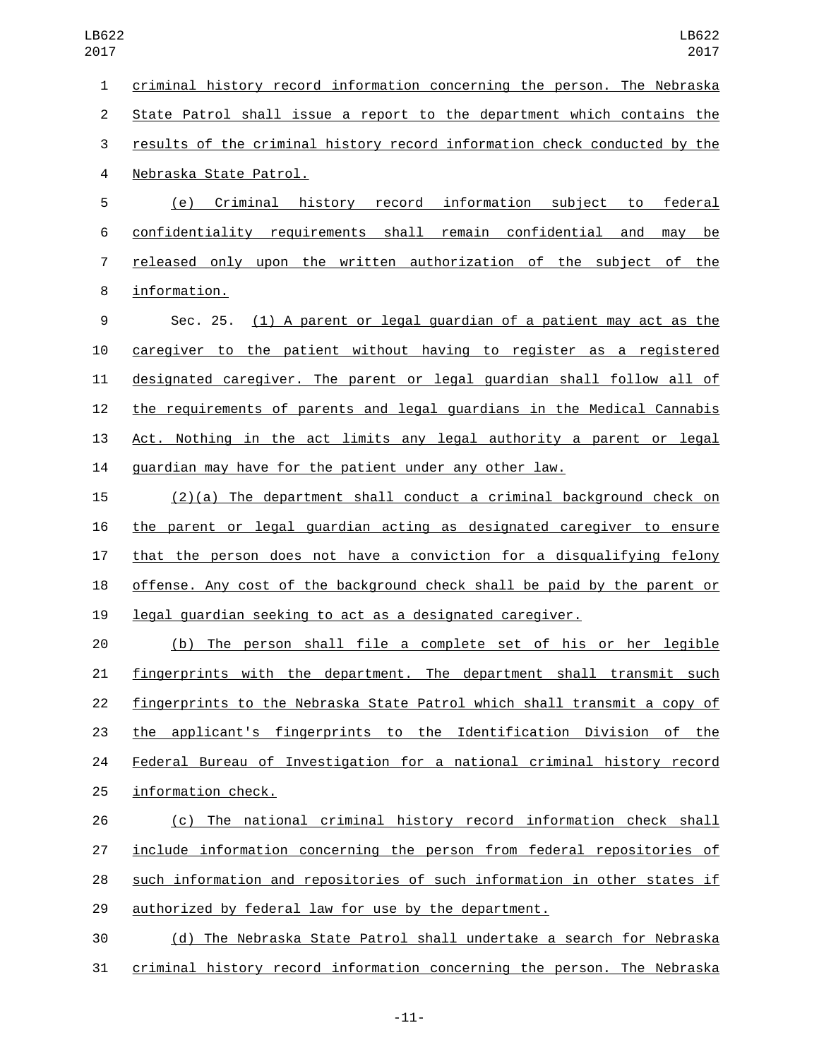criminal history record information concerning the person. The Nebraska State Patrol shall issue a report to the department which contains the results of the criminal history record information check conducted by the Nebraska State Patrol.

(e) Criminal history record information subject to federal confidentiality requirements shall remain confidential and may be released only upon the written authorization of the subject of the information.

Sec. 25. (1) A parent or legal guardian of a patient may act as the caregiver to the patient without having to register as a registered designated caregiver. The parent or legal guardian shall follow all of the requirements of parents and legal guardians in the Medical Cannabis Act. Nothing in the act limits any legal authority a parent or legal guardian may have for the patient under any other law.

(2)(a) The department shall conduct a criminal background check on the parent or legal guardian acting as designated caregiver to ensure that the person does not have a conviction for a disqualifying felony offense. Any cost of the background check shall be paid by the parent or legal guardian seeking to act as a designated caregiver.

(b) The person shall file a complete set of his or her legible fingerprints with the department. The department shall transmit such fingerprints to the Nebraska State Patrol which shall transmit a copy of the applicant's fingerprints to the Identification Division of the Federal Bureau of Investigation for a national criminal history record information check.

(c) The national criminal history record information check shall include information concerning the person from federal repositories of such information and repositories of such information in other states if authorized by federal law for use by the department.

(d) The Nebraska State Patrol shall undertake a search for Nebraska criminal history record information concerning the person. The Nebraska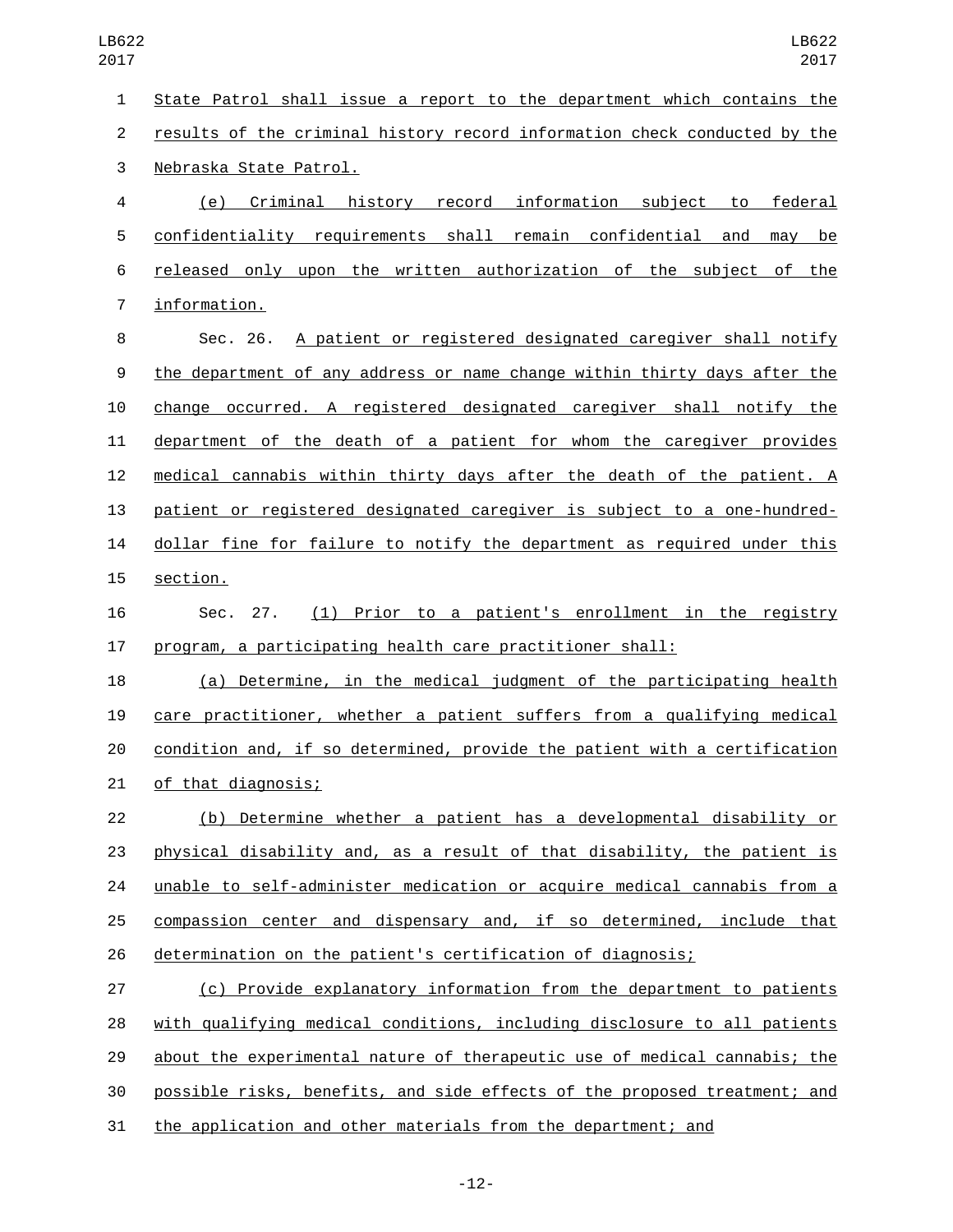State Patrol shall issue a report to the department which contains the results of the criminal history record information check conducted by the Nebraska State Patrol.

(e) Criminal history record information subject to federal confidentiality requirements shall remain confidential and may be released only upon the written authorization of the subject of the information.

Sec. 26. A patient or registered designated caregiver shall notify the department of any address or name change within thirty days after the change occurred. A registered designated caregiver shall notify the department of the death of a patient for whom the caregiver provides medical cannabis within thirty days after the death of the patient. A patient or registered designated caregiver is subject to a one-hundred-dollar fine for failure to notify the department as required under this section.

Sec. 27. (1) Prior to a patient's enrollment in the registry program, a participating health care practitioner shall:

(a) Determine, in the medical judgment of the participating health care practitioner, whether a patient suffers from a qualifying medical condition and, if so determined, provide the patient with a certification of that diagnosis;

(b) Determine whether a patient has a developmental disability or physical disability and, as a result of that disability, the patient is unable to self-administer medication or acquire medical cannabis from a compassion center and dispensary and, if so determined, include that determination on the patient's certification of diagnosis;

(c) Provide explanatory information from the department to patients with qualifying medical conditions, including disclosure to all patients about the experimental nature of therapeutic use of medical cannabis; the possible risks, benefits, and side effects of the proposed treatment; and the application and other materials from the department; and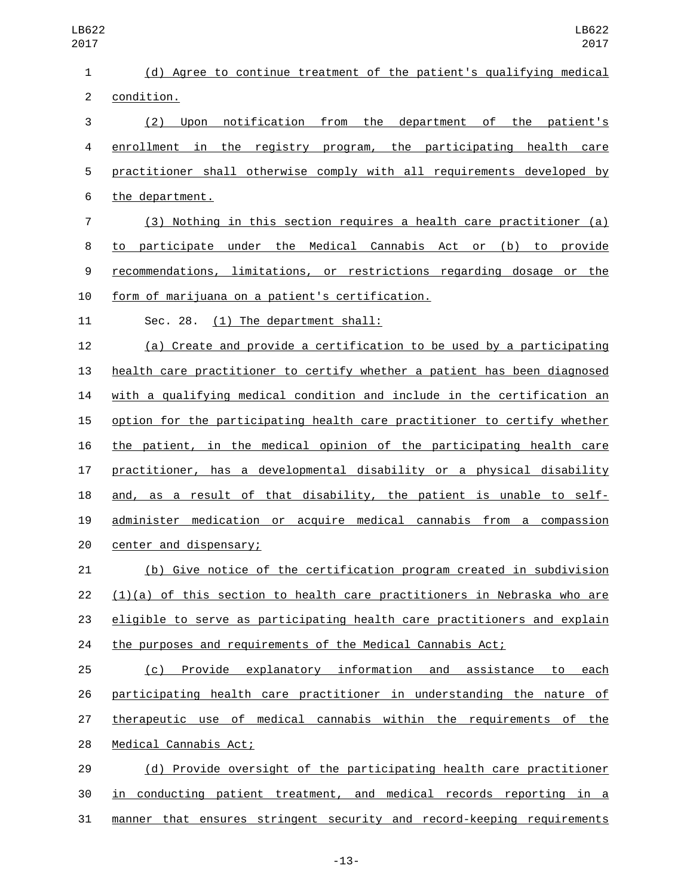(d) Agree to continue treatment of the patient's qualifying medical condition.

(2) Upon notification from the department of the patient's enrollment in the registry program, the participating health care practitioner shall otherwise comply with all requirements developed by the department.

(3) Nothing in this section requires a health care practitioner (a) to participate under the Medical Cannabis Act or (b) to provide recommendations, limitations, or restrictions regarding dosage or the form of marijuana on a patient's certification.

Sec. 28. (1) The department shall:

(a) Create and provide a certification to be used by a participating health care practitioner to certify whether a patient has been diagnosed with a qualifying medical condition and include in the certification an option for the participating health care practitioner to certify whether the patient, in the medical opinion of the participating health care practitioner, has a developmental disability or a physical disability and, as a result of that disability, the patient is unable to self-administer medication or acquire medical cannabis from a compassion center and dispensary;

(b) Give notice of the certification program created in subdivision (1)(a) of this section to health care practitioners in Nebraska who are eligible to serve as participating health care practitioners and explain the purposes and requirements of the Medical Cannabis Act;

(c) Provide explanatory information and assistance to each participating health care practitioner in understanding the nature of therapeutic use of medical cannabis within the requirements of the Medical Cannabis Act;

(d) Provide oversight of the participating health care practitioner in conducting patient treatment, and medical records reporting in a manner that ensures stringent security and record-keeping requirements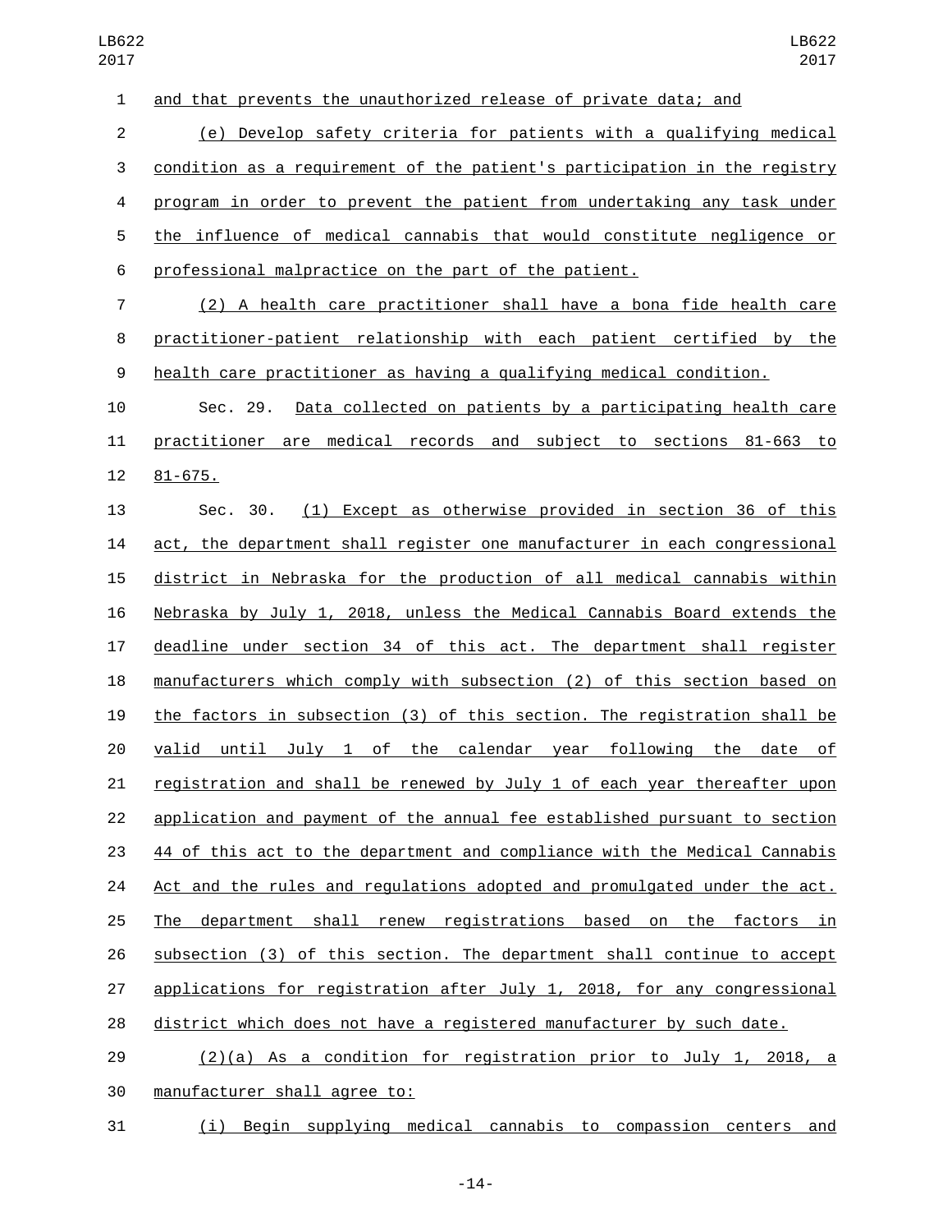and that prevents the unauthorized release of private data; and

(e) Develop safety criteria for patients with a qualifying medical condition as a requirement of the patient's participation in the registry program in order to prevent the patient from undertaking any task under the influence of medical cannabis that would constitute negligence or professional malpractice on the part of the patient.

(2) A health care practitioner shall have a bona fide health care practitioner-patient relationship with each patient certified by the health care practitioner as having a qualifying medical condition.

Sec. 29. Data collected on patients by a participating health care practitioner are medical records and subject to sections 81-663 to 81-675.

Sec. 30. (1) Except as otherwise provided in section 36 of this act, the department shall register one manufacturer in each congressional district in Nebraska for the production of all medical cannabis within Nebraska by July 1, 2018, unless the Medical Cannabis Board extends the deadline under section 34 of this act. The department shall register manufacturers which comply with subsection (2) of this section based on the factors in subsection (3) of this section. The registration shall be valid until July 1 of the calendar year following the date of registration and shall be renewed by July 1 of each year thereafter upon application and payment of the annual fee established pursuant to section 44 of this act to the department and compliance with the Medical Cannabis Act and the rules and regulations adopted and promulgated under the act. The department shall renew registrations based on the factors in subsection (3) of this section. The department shall continue to accept applications for registration after July 1, 2018, for any congressional district which does not have a registered manufacturer by such date.

(2)(a) As a condition for registration prior to July 1, 2018, a manufacturer shall agree to:

(i) Begin supplying medical cannabis to compassion centers and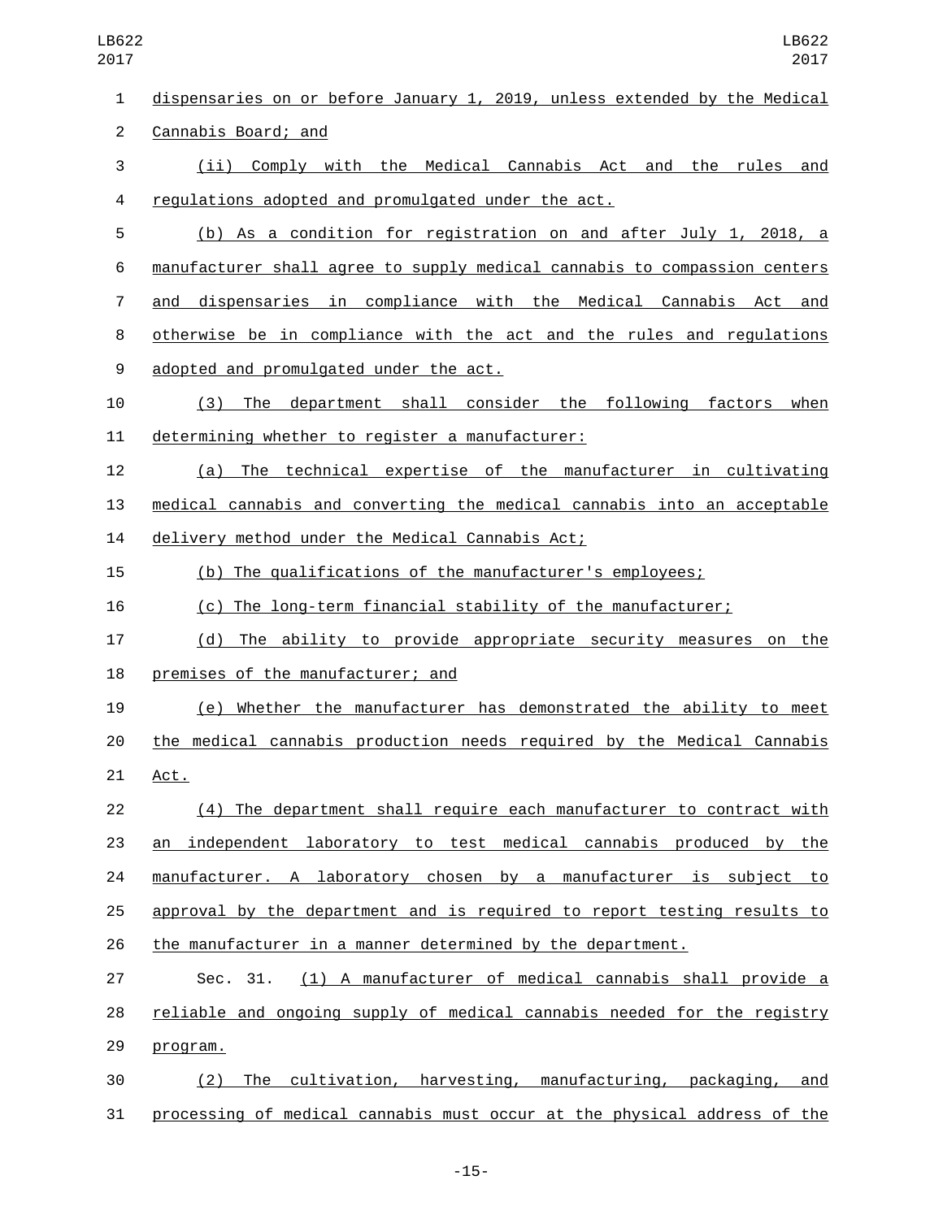dispensaries on or before January 1, 2019, unless extended by the Medical Cannabis Board; and

(ii) Comply with the Medical Cannabis Act and the rules and regulations adopted and promulgated under the act.

(b) As a condition for registration on and after July 1, 2018, a manufacturer shall agree to supply medical cannabis to compassion centers and dispensaries in compliance with the Medical Cannabis Act and otherwise be in compliance with the act and the rules and regulations adopted and promulgated under the act.

(3) The department shall consider the following factors when determining whether to register a manufacturer:

(a) The technical expertise of the manufacturer in cultivating medical cannabis and converting the medical cannabis into an acceptable delivery method under the Medical Cannabis Act;

(b) The qualifications of the manufacturer's employees;

(c) The long-term financial stability of the manufacturer;

(d) The ability to provide appropriate security measures on the premises of the manufacturer; and

(e) Whether the manufacturer has demonstrated the ability to meet the medical cannabis production needs required by the Medical Cannabis Act.

(4) The department shall require each manufacturer to contract with an independent laboratory to test medical cannabis produced by the manufacturer. A laboratory chosen by a manufacturer is subject to approval by the department and is required to report testing results to the manufacturer in a manner determined by the department.

Sec. 31. (1) A manufacturer of medical cannabis shall provide a reliable and ongoing supply of medical cannabis needed for the registry program.

(2) The cultivation, harvesting, manufacturing, packaging, and processing of medical cannabis must occur at the physical address of the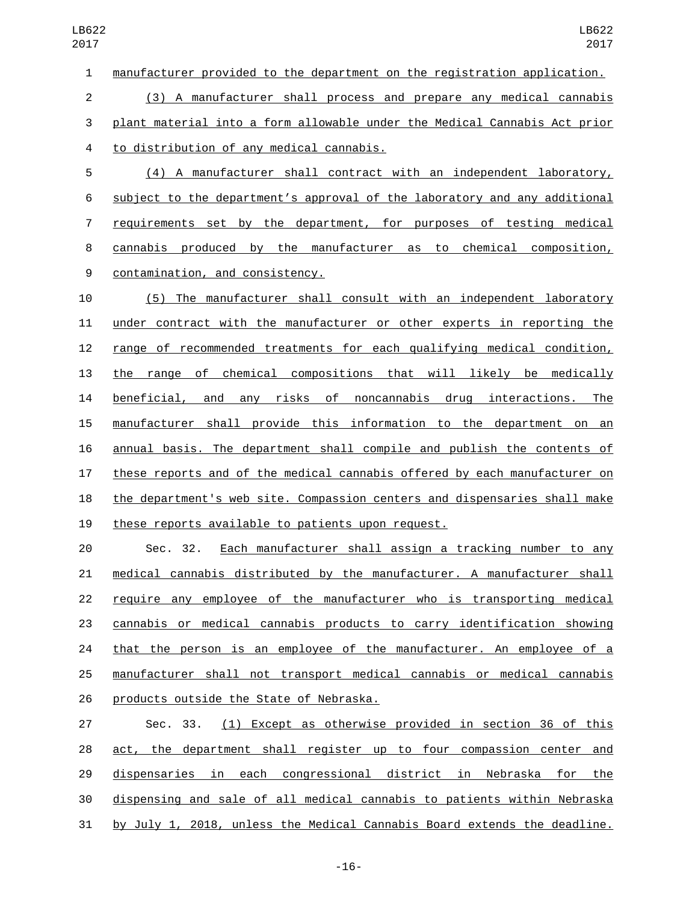manufacturer provided to the department on the registration application.

(3) A manufacturer shall process and prepare any medical cannabis plant material into a form allowable under the Medical Cannabis Act prior to distribution of any medical cannabis.

(4) A manufacturer shall contract with an independent laboratory, subject to the department's approval of the laboratory and any additional requirements set by the department, for purposes of testing medical cannabis produced by the manufacturer as to chemical composition, contamination, and consistency.

(5) The manufacturer shall consult with an independent laboratory under contract with the manufacturer or other experts in reporting the range of recommended treatments for each qualifying medical condition, the range of chemical compositions that will likely be medically beneficial, and any risks of noncannabis drug interactions. The manufacturer shall provide this information to the department on an annual basis. The department shall compile and publish the contents of these reports and of the medical cannabis offered by each manufacturer on the department's web site. Compassion centers and dispensaries shall make these reports available to patients upon request.

Sec. 32. Each manufacturer shall assign a tracking number to any medical cannabis distributed by the manufacturer. A manufacturer shall require any employee of the manufacturer who is transporting medical cannabis or medical cannabis products to carry identification showing that the person is an employee of the manufacturer. An employee of a manufacturer shall not transport medical cannabis or medical cannabis products outside the State of Nebraska.

Sec. 33. (1) Except as otherwise provided in section 36 of this act, the department shall register up to four compassion center and dispensaries in each congressional district in Nebraska for the dispensing and sale of all medical cannabis to patients within Nebraska by July 1, 2018, unless the Medical Cannabis Board extends the deadline.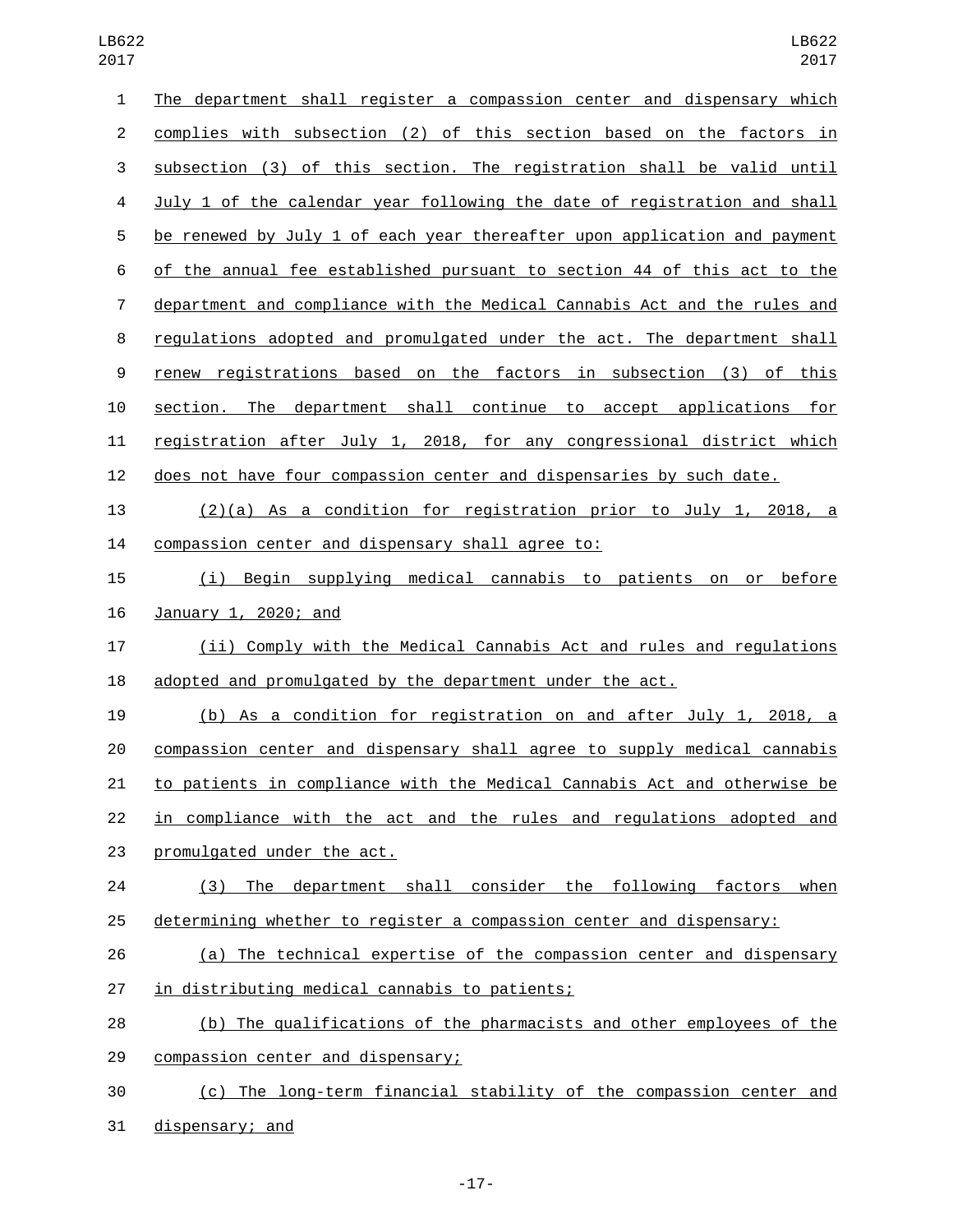The department shall register a compassion center and dispensary which complies with subsection (2) of this section based on the factors in subsection (3) of this section. The registration shall be valid until July 1 of the calendar year following the date of registration and shall be renewed by July 1 of each year thereafter upon application and payment of the annual fee established pursuant to section 44 of this act to the department and compliance with the Medical Cannabis Act and the rules and regulations adopted and promulgated under the act. The department shall renew registrations based on the factors in subsection (3) of this section. The department shall continue to accept applications for registration after July 1, 2018, for any congressional district which does not have four compassion center and dispensaries by such date.

(2)(a) As a condition for registration prior to July 1, 2018, a compassion center and dispensary shall agree to:

(i) Begin supplying medical cannabis to patients on or before January 1, 2020; and

(ii) Comply with the Medical Cannabis Act and rules and regulations adopted and promulgated by the department under the act.

(b) As a condition for registration on and after July 1, 2018, a compassion center and dispensary shall agree to supply medical cannabis to patients in compliance with the Medical Cannabis Act and otherwise be in compliance with the act and the rules and regulations adopted and promulgated under the act.

(3) The department shall consider the following factors when determining whether to register a compassion center and dispensary:

(a) The technical expertise of the compassion center and dispensary in distributing medical cannabis to patients;

(b) The qualifications of the pharmacists and other employees of the compassion center and dispensary;

(c) The long-term financial stability of the compassion center and dispensary; and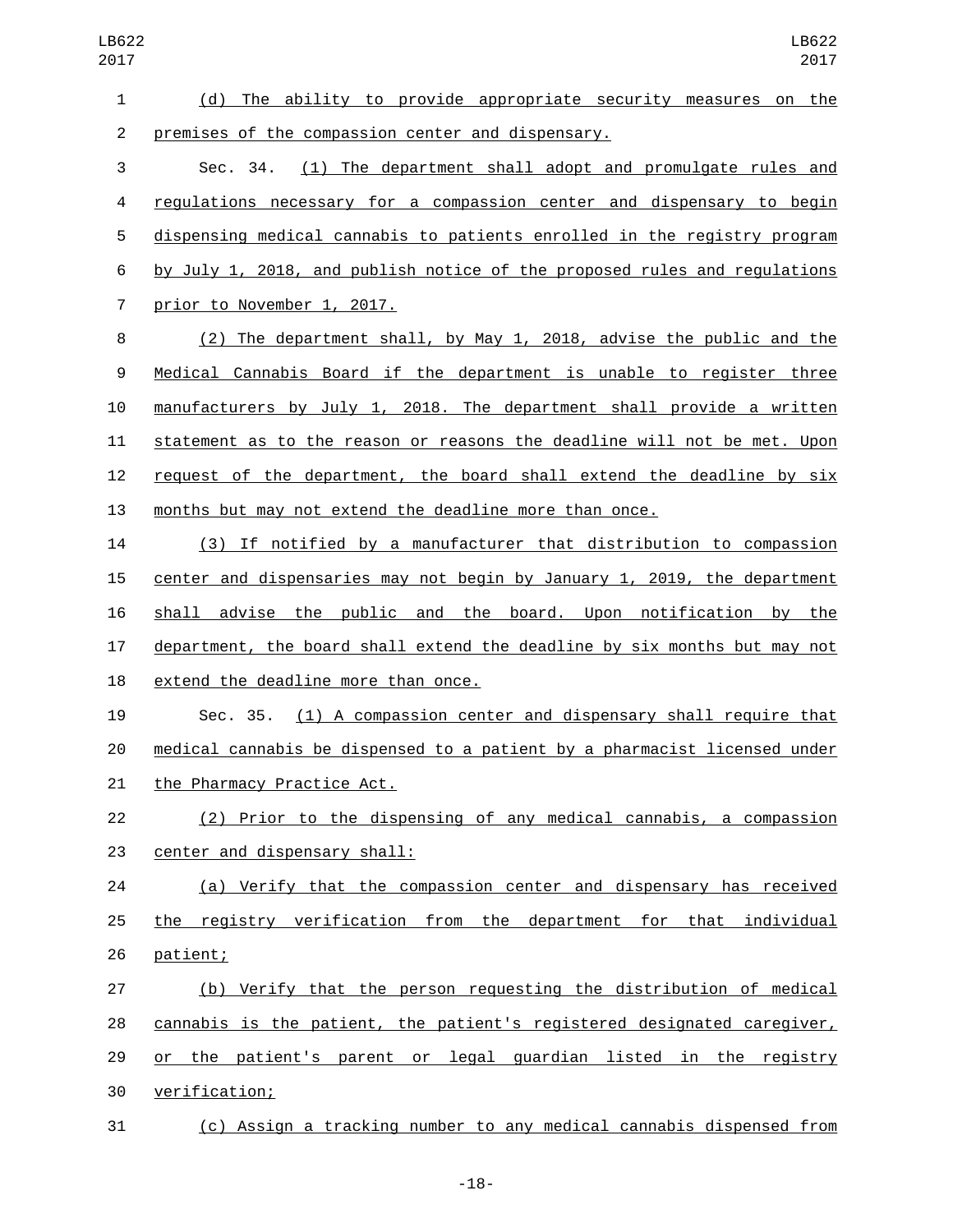(d) The ability to provide appropriate security measures on the premises of the compassion center and dispensary.

Sec. 34. (1) The department shall adopt and promulgate rules and regulations necessary for a compassion center and dispensary to begin dispensing medical cannabis to patients enrolled in the registry program by July 1, 2018, and publish notice of the proposed rules and regulations prior to November 1, 2017.

(2) The department shall, by May 1, 2018, advise the public and the Medical Cannabis Board if the department is unable to register three manufacturers by July 1, 2018. The department shall provide a written statement as to the reason or reasons the deadline will not be met. Upon request of the department, the board shall extend the deadline by six months but may not extend the deadline more than once.

(3) If notified by a manufacturer that distribution to compassion center and dispensaries may not begin by January 1, 2019, the department shall advise the public and the board. Upon notification by the department, the board shall extend the deadline by six months but may not extend the deadline more than once.

Sec. 35. (1) A compassion center and dispensary shall require that medical cannabis be dispensed to a patient by a pharmacist licensed under the Pharmacy Practice Act.

(2) Prior to the dispensing of any medical cannabis, a compassion center and dispensary shall:

(a) Verify that the compassion center and dispensary has received the registry verification from the department for that individual patient;

(b) Verify that the person requesting the distribution of medical cannabis is the patient, the patient's registered designated caregiver, or the patient's parent or legal guardian listed in the registry verification;

(c) Assign a tracking number to any medical cannabis dispensed from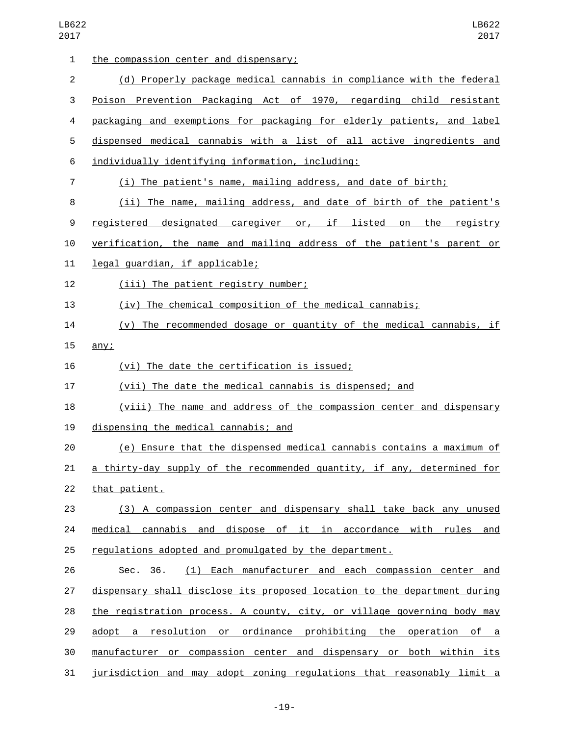the compassion center and dispensary;

(d) Properly package medical cannabis in compliance with the federal Poison Prevention Packaging Act of 1970, regarding child resistant packaging and exemptions for packaging for elderly patients, and label dispensed medical cannabis with a list of all active ingredients and individually identifying information, including:

(i) The patient's name, mailing address, and date of birth;

(ii) The name, mailing address, and date of birth of the patient's registered designated caregiver or, if listed on the registry verification, the name and mailing address of the patient's parent or legal guardian, if applicable;

(iii) The patient registry number;

(iv) The chemical composition of the medical cannabis;

(v) The recommended dosage or quantity of the medical cannabis, if any;

(vi) The date the certification is issued;

(vii) The date the medical cannabis is dispensed; and

(viii) The name and address of the compassion center and dispensary dispensing the medical cannabis; and

(e) Ensure that the dispensed medical cannabis contains a maximum of a thirty-day supply of the recommended quantity, if any, determined for that patient.

(3) A compassion center and dispensary shall take back any unused medical cannabis and dispose of it in accordance with rules and regulations adopted and promulgated by the department.

Sec. 36. (1) Each manufacturer and each compassion center and dispensary shall disclose its proposed location to the department during the registration process. A county, city, or village governing body may adopt a resolution or ordinance prohibiting the operation of a manufacturer or compassion center and dispensary or both within its jurisdiction and may adopt zoning regulations that reasonably limit a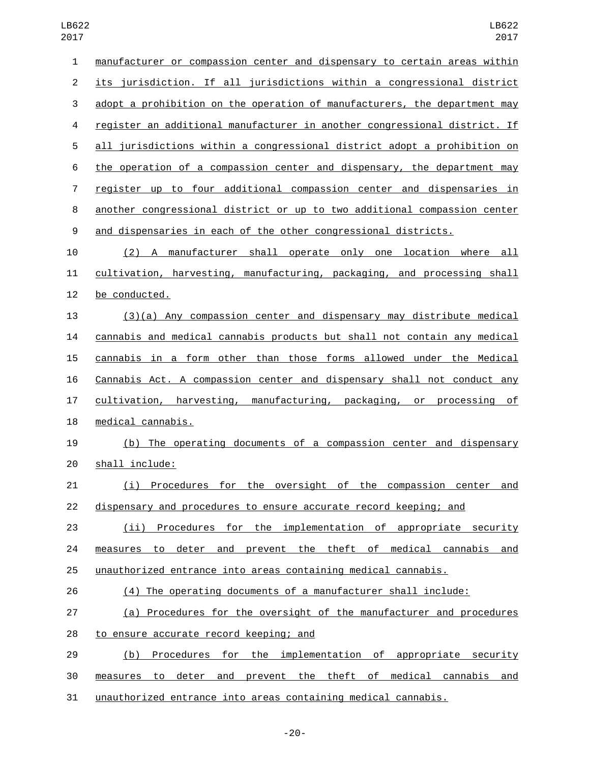manufacturer or compassion center and dispensary to certain areas within its jurisdiction. If all jurisdictions within a congressional district adopt a prohibition on the operation of manufacturers, the department may register an additional manufacturer in another congressional district. If all jurisdictions within a congressional district adopt a prohibition on the operation of a compassion center and dispensary, the department may register up to four additional compassion center and dispensaries in another congressional district or up to two additional compassion center and dispensaries in each of the other congressional districts.

(2) A manufacturer shall operate only one location where all cultivation, harvesting, manufacturing, packaging, and processing shall be conducted.

(3)(a) Any compassion center and dispensary may distribute medical cannabis and medical cannabis products but shall not contain any medical cannabis in a form other than those forms allowed under the Medical Cannabis Act. A compassion center and dispensary shall not conduct any cultivation, harvesting, manufacturing, packaging, or processing of medical cannabis.

(b) The operating documents of a compassion center and dispensary shall include:

(i) Procedures for the oversight of the compassion center and dispensary and procedures to ensure accurate record keeping; and

(ii) Procedures for the implementation of appropriate security measures to deter and prevent the theft of medical cannabis and unauthorized entrance into areas containing medical cannabis.

(4) The operating documents of a manufacturer shall include:

(a) Procedures for the oversight of the manufacturer and procedures to ensure accurate record keeping; and

(b) Procedures for the implementation of appropriate security measures to deter and prevent the theft of medical cannabis and unauthorized entrance into areas containing medical cannabis.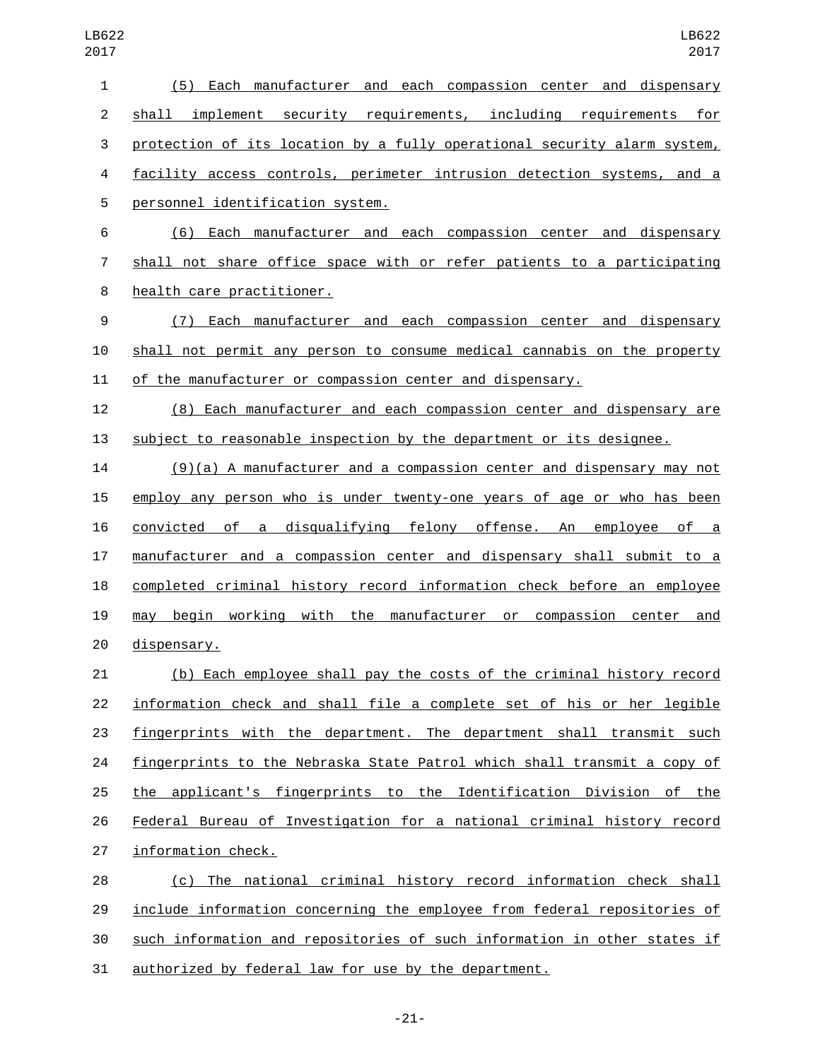(5) Each manufacturer and each compassion center and dispensary shall implement security requirements, including requirements for protection of its location by a fully operational security alarm system, facility access controls, perimeter intrusion detection systems, and a personnel identification system.

(6) Each manufacturer and each compassion center and dispensary shall not share office space with or refer patients to a participating health care practitioner.

(7) Each manufacturer and each compassion center and dispensary shall not permit any person to consume medical cannabis on the property of the manufacturer or compassion center and dispensary.

(8) Each manufacturer and each compassion center and dispensary are subject to reasonable inspection by the department or its designee.

(9)(a) A manufacturer and a compassion center and dispensary may not employ any person who is under twenty-one years of age or who has been convicted of a disqualifying felony offense. An employee of a manufacturer and a compassion center and dispensary shall submit to a completed criminal history record information check before an employee may begin working with the manufacturer or compassion center and dispensary.

(b) Each employee shall pay the costs of the criminal history record information check and shall file a complete set of his or her legible fingerprints with the department. The department shall transmit such fingerprints to the Nebraska State Patrol which shall transmit a copy of the applicant's fingerprints to the Identification Division of the Federal Bureau of Investigation for a national criminal history record information check.

(c) The national criminal history record information check shall include information concerning the employee from federal repositories of such information and repositories of such information in other states if authorized by federal law for use by the department.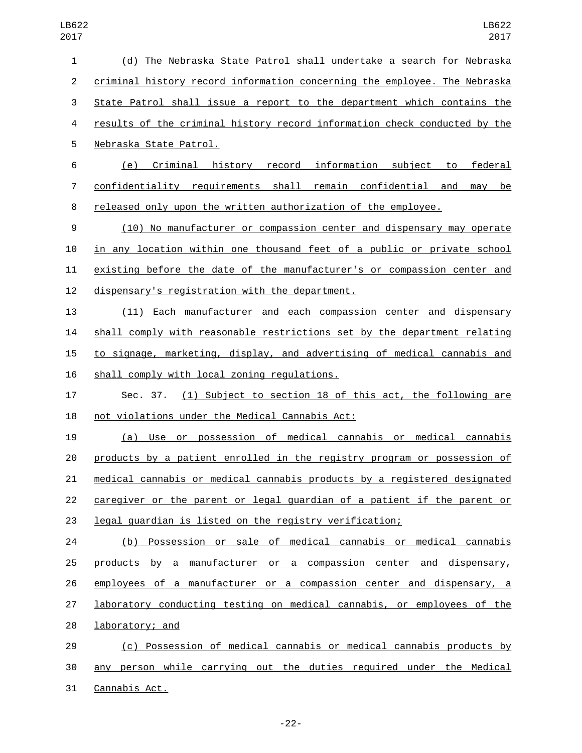(d) The Nebraska State Patrol shall undertake a search for Nebraska criminal history record information concerning the employee. The Nebraska State Patrol shall issue a report to the department which contains the results of the criminal history record information check conducted by the Nebraska State Patrol.

(e) Criminal history record information subject to federal confidentiality requirements shall remain confidential and may be released only upon the written authorization of the employee.

(10) No manufacturer or compassion center and dispensary may operate in any location within one thousand feet of a public or private school existing before the date of the manufacturer's or compassion center and dispensary's registration with the department.

(11) Each manufacturer and each compassion center and dispensary shall comply with reasonable restrictions set by the department relating to signage, marketing, display, and advertising of medical cannabis and shall comply with local zoning regulations.

Sec. 37. (1) Subject to section 18 of this act, the following are not violations under the Medical Cannabis Act:

(a) Use or possession of medical cannabis or medical cannabis products by a patient enrolled in the registry program or possession of medical cannabis or medical cannabis products by a registered designated caregiver or the parent or legal guardian of a patient if the parent or legal guardian is listed on the registry verification;

(b) Possession or sale of medical cannabis or medical cannabis products by a manufacturer or a compassion center and dispensary, employees of a manufacturer or a compassion center and dispensary, a laboratory conducting testing on medical cannabis, or employees of the laboratory; and

(c) Possession of medical cannabis or medical cannabis products by any person while carrying out the duties required under the Medical Cannabis Act.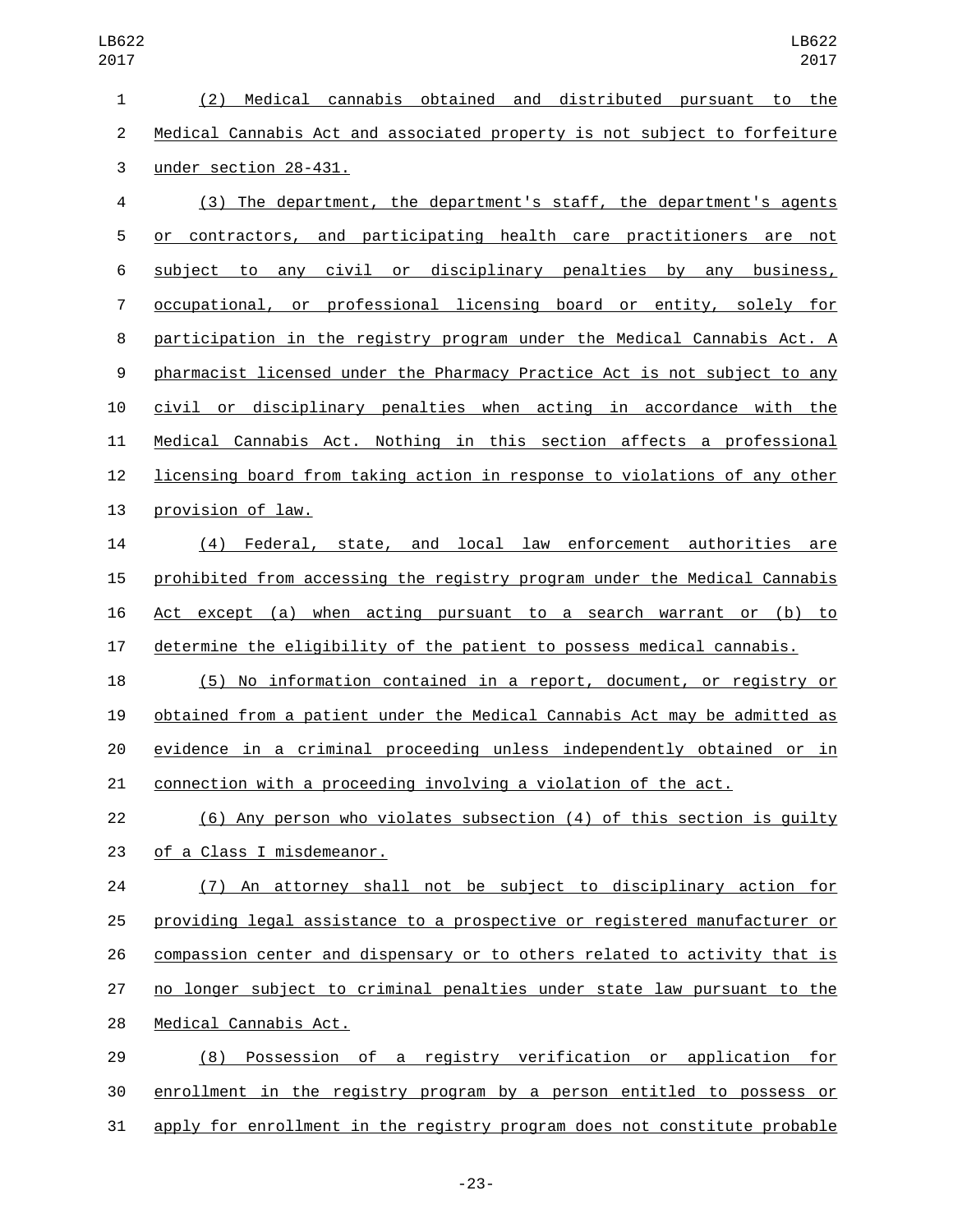(2) Medical cannabis obtained and distributed pursuant to the Medical Cannabis Act and associated property is not subject to forfeiture under section 28-431.

(3) The department, the department's staff, the department's agents or contractors, and participating health care practitioners are not subject to any civil or disciplinary penalties by any business, occupational, or professional licensing board or entity, solely for participation in the registry program under the Medical Cannabis Act. A pharmacist licensed under the Pharmacy Practice Act is not subject to any civil or disciplinary penalties when acting in accordance with the Medical Cannabis Act. Nothing in this section affects a professional licensing board from taking action in response to violations of any other provision of law.

(4) Federal, state, and local law enforcement authorities are prohibited from accessing the registry program under the Medical Cannabis Act except (a) when acting pursuant to a search warrant or (b) to determine the eligibility of the patient to possess medical cannabis.

(5) No information contained in a report, document, or registry or obtained from a patient under the Medical Cannabis Act may be admitted as evidence in a criminal proceeding unless independently obtained or in connection with a proceeding involving a violation of the act.

(6) Any person who violates subsection (4) of this section is guilty of a Class I misdemeanor.

(7) An attorney shall not be subject to disciplinary action for providing legal assistance to a prospective or registered manufacturer or compassion center and dispensary or to others related to activity that is no longer subject to criminal penalties under state law pursuant to the Medical Cannabis Act.

(8) Possession of a registry verification or application for enrollment in the registry program by a person entitled to possess or apply for enrollment in the registry program does not constitute probable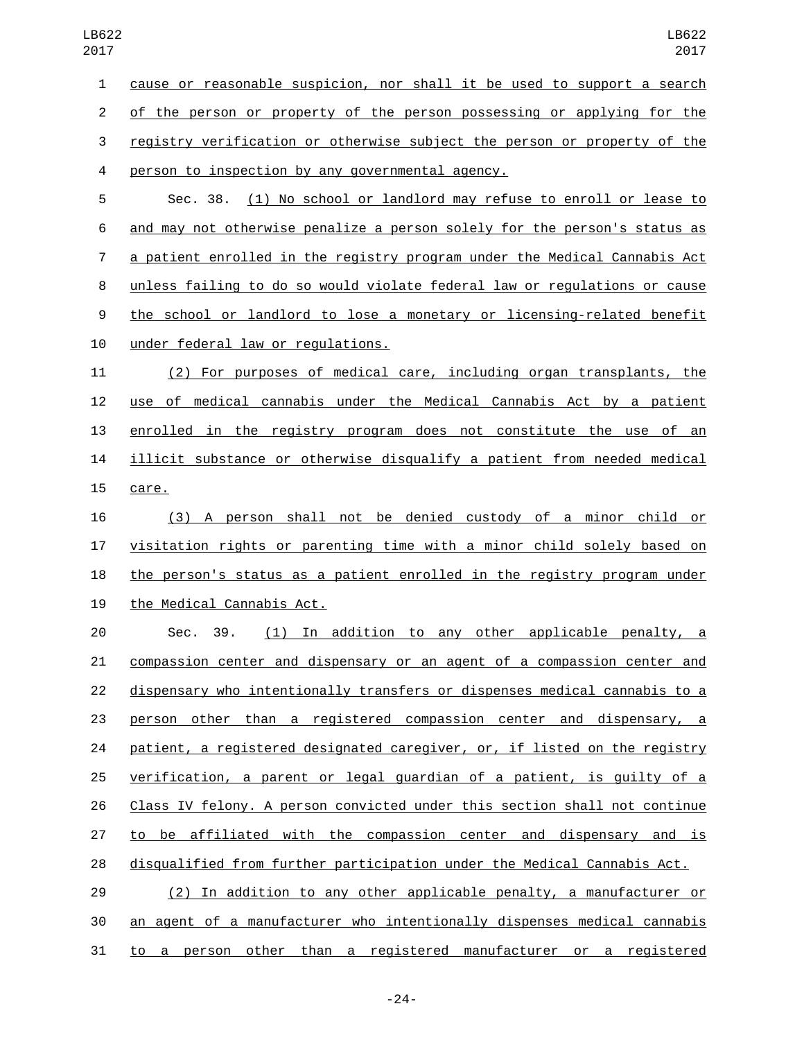cause or reasonable suspicion, nor shall it be used to support a search of the person or property of the person possessing or applying for the registry verification or otherwise subject the person or property of the person to inspection by any governmental agency.

Sec. 38. (1) No school or landlord may refuse to enroll or lease to and may not otherwise penalize a person solely for the person's status as a patient enrolled in the registry program under the Medical Cannabis Act unless failing to do so would violate federal law or regulations or cause the school or landlord to lose a monetary or licensing-related benefit under federal law or regulations.

(2) For purposes of medical care, including organ transplants, the use of medical cannabis under the Medical Cannabis Act by a patient enrolled in the registry program does not constitute the use of an illicit substance or otherwise disqualify a patient from needed medical care.

(3) A person shall not be denied custody of a minor child or visitation rights or parenting time with a minor child solely based on the person's status as a patient enrolled in the registry program under the Medical Cannabis Act.

Sec. 39. (1) In addition to any other applicable penalty, a compassion center and dispensary or an agent of a compassion center and dispensary who intentionally transfers or dispenses medical cannabis to a person other than a registered compassion center and dispensary, a patient, a registered designated caregiver, or, if listed on the registry verification, a parent or legal guardian of a patient, is guilty of a Class IV felony. A person convicted under this section shall not continue to be affiliated with the compassion center and dispensary and is disqualified from further participation under the Medical Cannabis Act.

(2) In addition to any other applicable penalty, a manufacturer or an agent of a manufacturer who intentionally dispenses medical cannabis to a person other than a registered manufacturer or a registered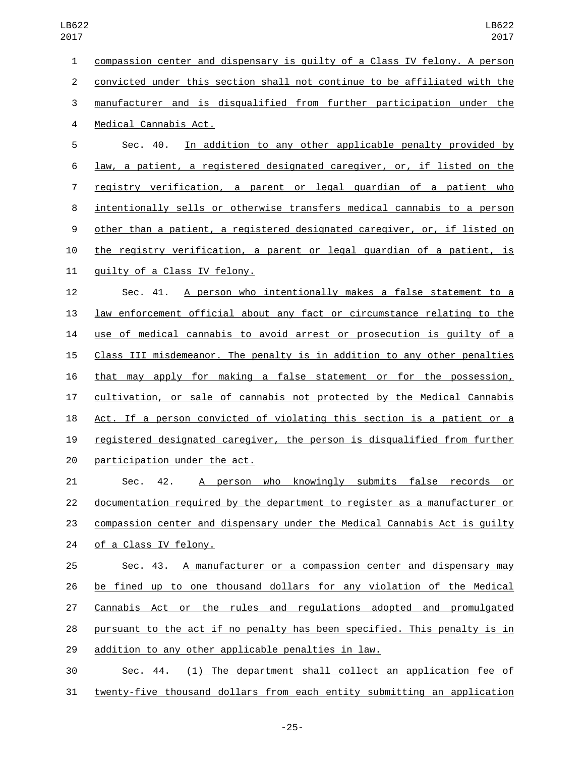compassion center and dispensary is guilty of a Class IV felony. A person convicted under this section shall not continue to be affiliated with the manufacturer and is disqualified from further participation under the Medical Cannabis Act.

Sec. 40. In addition to any other applicable penalty provided by law, a patient, a registered designated caregiver, or, if listed on the registry verification, a parent or legal guardian of a patient who intentionally sells or otherwise transfers medical cannabis to a person other than a patient, a registered designated caregiver, or, if listed on the registry verification, a parent or legal guardian of a patient, is guilty of a Class IV felony.

Sec. 41. A person who intentionally makes a false statement to a law enforcement official about any fact or circumstance relating to the use of medical cannabis to avoid arrest or prosecution is guilty of a Class III misdemeanor. The penalty is in addition to any other penalties that may apply for making a false statement or for the possession, cultivation, or sale of cannabis not protected by the Medical Cannabis Act. If a person convicted of violating this section is a patient or a registered designated caregiver, the person is disqualified from further participation under the act.

Sec. 42. A person who knowingly submits false records or documentation required by the department to register as a manufacturer or compassion center and dispensary under the Medical Cannabis Act is guilty of a Class IV felony.

Sec. 43. A manufacturer or a compassion center and dispensary may be fined up to one thousand dollars for any violation of the Medical Cannabis Act or the rules and regulations adopted and promulgated pursuant to the act if no penalty has been specified. This penalty is in addition to any other applicable penalties in law.

Sec. 44. (1) The department shall collect an application fee of twenty-five thousand dollars from each entity submitting an application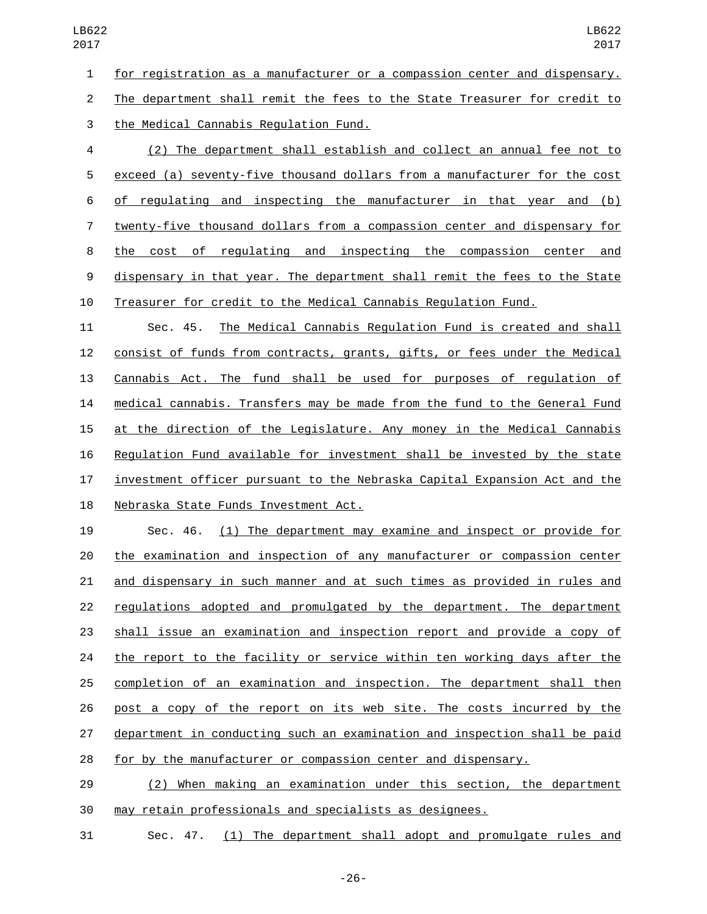for registration as a manufacturer or a compassion center and dispensary. The department shall remit the fees to the State Treasurer for credit to the Medical Cannabis Regulation Fund.

(2) The department shall establish and collect an annual fee not to exceed (a) seventy-five thousand dollars from a manufacturer for the cost of regulating and inspecting the manufacturer in that year and (b) twenty-five thousand dollars from a compassion center and dispensary for the cost of regulating and inspecting the compassion center and dispensary in that year. The department shall remit the fees to the State Treasurer for credit to the Medical Cannabis Regulation Fund.

Sec. 45. The Medical Cannabis Regulation Fund is created and shall consist of funds from contracts, grants, gifts, or fees under the Medical Cannabis Act. The fund shall be used for purposes of regulation of medical cannabis. Transfers may be made from the fund to the General Fund at the direction of the Legislature. Any money in the Medical Cannabis Regulation Fund available for investment shall be invested by the state investment officer pursuant to the Nebraska Capital Expansion Act and the Nebraska State Funds Investment Act.

Sec. 46. (1) The department may examine and inspect or provide for the examination and inspection of any manufacturer or compassion center and dispensary in such manner and at such times as provided in rules and regulations adopted and promulgated by the department. The department shall issue an examination and inspection report and provide a copy of the report to the facility or service within ten working days after the completion of an examination and inspection. The department shall then post a copy of the report on its web site. The costs incurred by the department in conducting such an examination and inspection shall be paid for by the manufacturer or compassion center and dispensary.

(2) When making an examination under this section, the department may retain professionals and specialists as designees.

Sec. 47. (1) The department shall adopt and promulgate rules and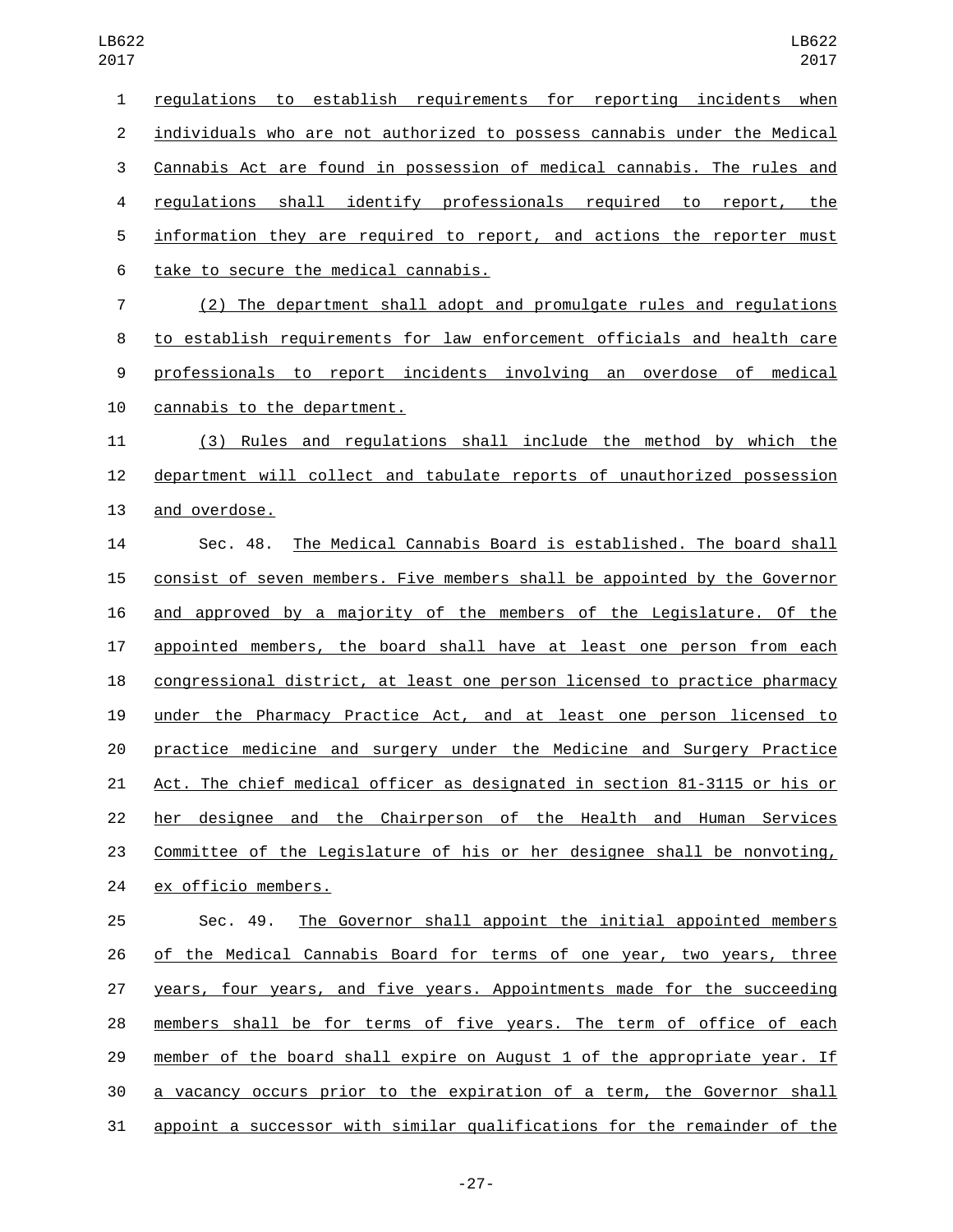regulations to establish requirements for reporting incidents when individuals who are not authorized to possess cannabis under the Medical Cannabis Act are found in possession of medical cannabis. The rules and regulations shall identify professionals required to report, the information they are required to report, and actions the reporter must take to secure the medical cannabis.

(2) The department shall adopt and promulgate rules and regulations to establish requirements for law enforcement officials and health care professionals to report incidents involving an overdose of medical cannabis to the department.

(3) Rules and regulations shall include the method by which the department will collect and tabulate reports of unauthorized possession and overdose.

Sec. 48. The Medical Cannabis Board is established. The board shall consist of seven members. Five members shall be appointed by the Governor and approved by a majority of the members of the Legislature. Of the appointed members, the board shall have at least one person from each congressional district, at least one person licensed to practice pharmacy under the Pharmacy Practice Act, and at least one person licensed to practice medicine and surgery under the Medicine and Surgery Practice Act. The chief medical officer as designated in section 81-3115 or his or her designee and the Chairperson of the Health and Human Services Committee of the Legislature of his or her designee shall be nonvoting, ex officio members.

Sec. 49. The Governor shall appoint the initial appointed members of the Medical Cannabis Board for terms of one year, two years, three years, four years, and five years. Appointments made for the succeeding members shall be for terms of five years. The term of office of each member of the board shall expire on August 1 of the appropriate year. If a vacancy occurs prior to the expiration of a term, the Governor shall appoint a successor with similar qualifications for the remainder of the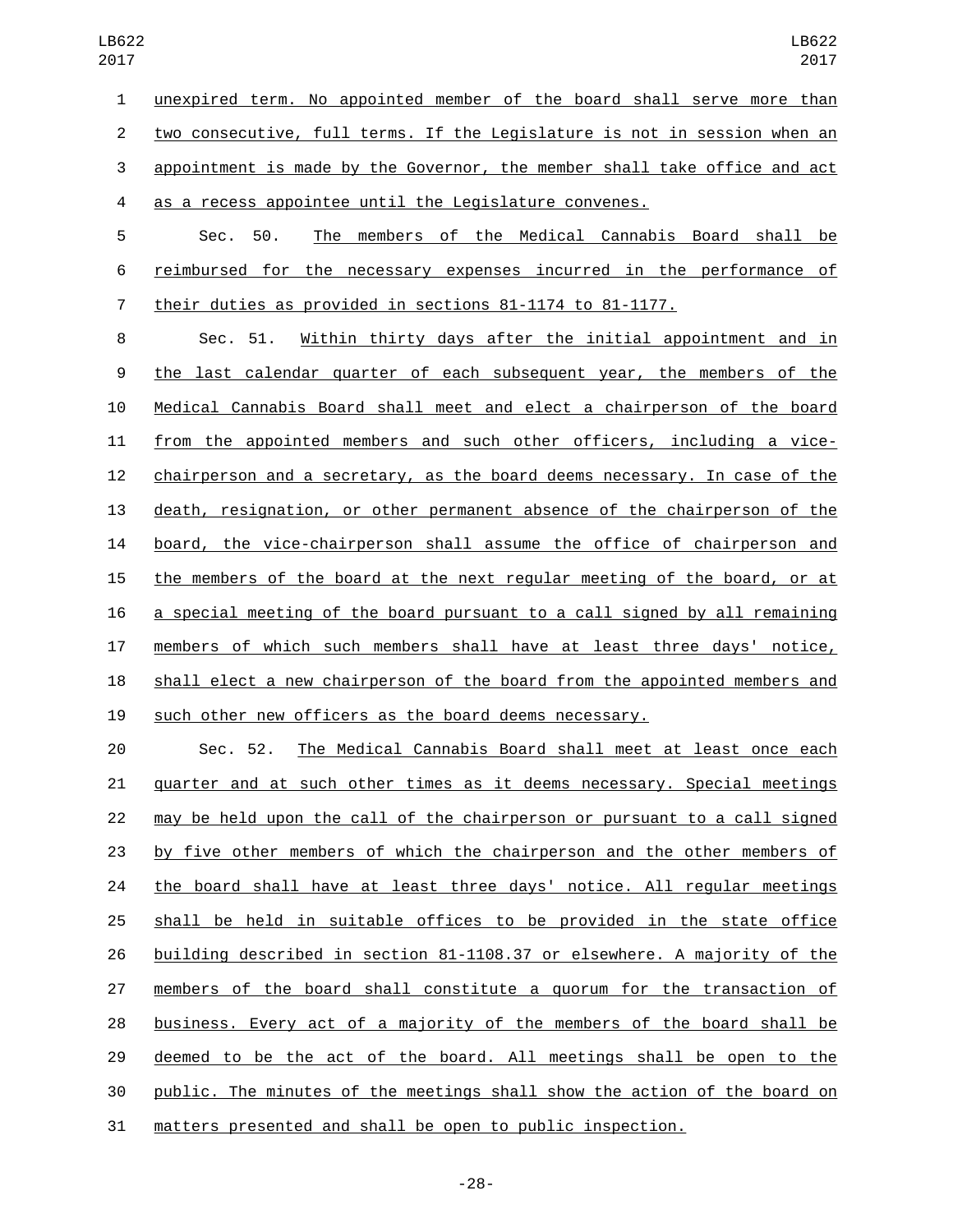unexpired term. No appointed member of the board shall serve more than two consecutive, full terms. If the Legislature is not in session when an appointment is made by the Governor, the member shall take office and act as a recess appointee until the Legislature convenes.

Sec. 50. The members of the Medical Cannabis Board shall be reimbursed for the necessary expenses incurred in the performance of their duties as provided in sections 81-1174 to 81-1177.

Sec. 51. Within thirty days after the initial appointment and in the last calendar quarter of each subsequent year, the members of the Medical Cannabis Board shall meet and elect a chairperson of the board from the appointed members and such other officers, including a vice-chairperson and a secretary, as the board deems necessary. In case of the death, resignation, or other permanent absence of the chairperson of the board, the vice-chairperson shall assume the office of chairperson and the members of the board at the next regular meeting of the board, or at a special meeting of the board pursuant to a call signed by all remaining members of which such members shall have at least three days' notice, shall elect a new chairperson of the board from the appointed members and such other new officers as the board deems necessary.

Sec. 52. The Medical Cannabis Board shall meet at least once each quarter and at such other times as it deems necessary. Special meetings may be held upon the call of the chairperson or pursuant to a call signed by five other members of which the chairperson and the other members of the board shall have at least three days' notice. All regular meetings shall be held in suitable offices to be provided in the state office building described in section 81-1108.37 or elsewhere. A majority of the members of the board shall constitute a quorum for the transaction of business. Every act of a majority of the members of the board shall be deemed to be the act of the board. All meetings shall be open to the public. The minutes of the meetings shall show the action of the board on matters presented and shall be open to public inspection.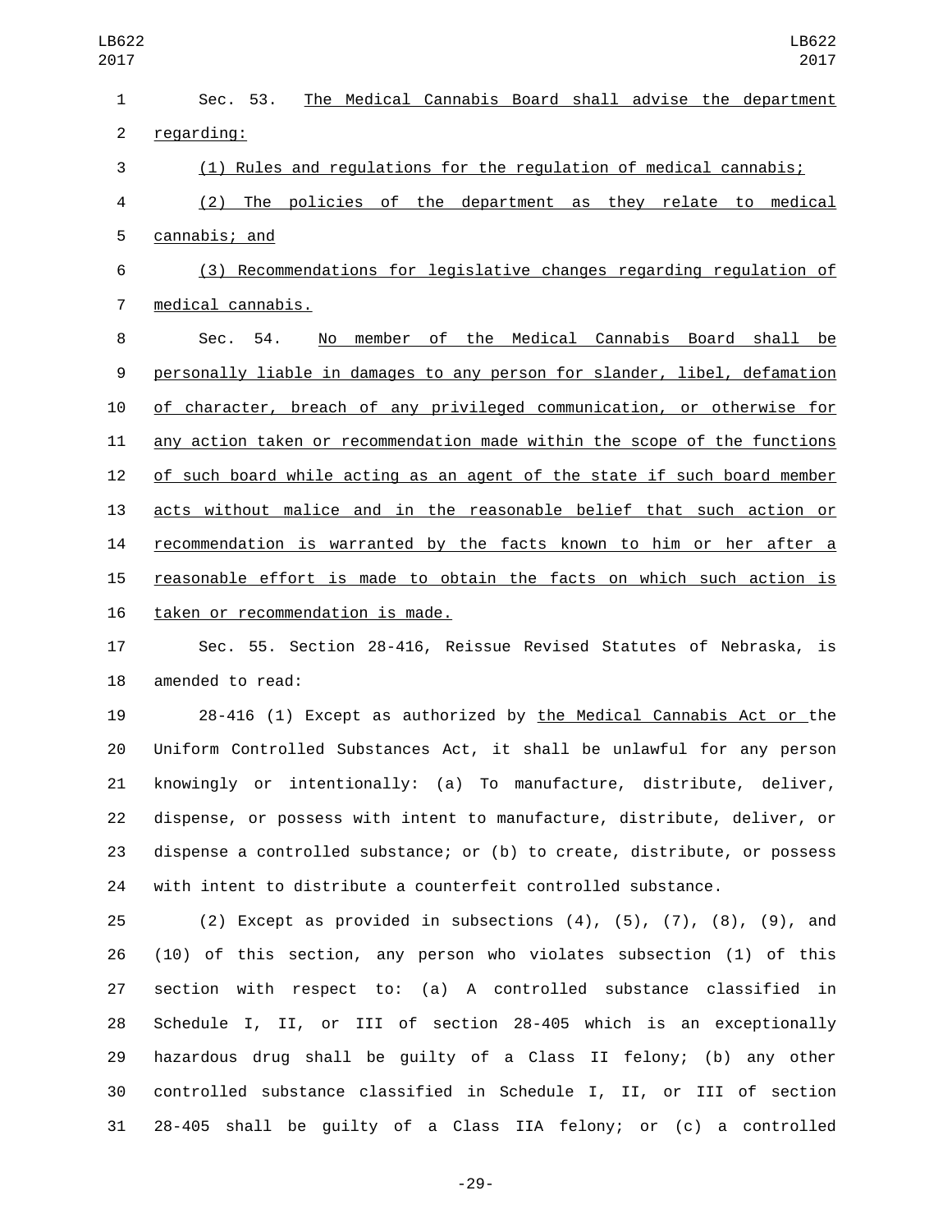Sec. 53. The Medical Cannabis Board shall advise the department regarding:

(1) Rules and regulations for the regulation of medical cannabis;

(2) The policies of the department as they relate to medical cannabis; and

(3) Recommendations for legislative changes regarding regulation of medical cannabis.

Sec. 54. No member of the Medical Cannabis Board shall be personally liable in damages to any person for slander, libel, defamation of character, breach of any privileged communication, or otherwise for any action taken or recommendation made within the scope of the functions of such board while acting as an agent of the state if such board member acts without malice and in the reasonable belief that such action or recommendation is warranted by the facts known to him or her after a reasonable effort is made to obtain the facts on which such action is taken or recommendation is made.

Sec. 55. Section 28-416, Reissue Revised Statutes of Nebraska, is amended to read:

28-416 (1) Except as authorized by the Medical Cannabis Act or the Uniform Controlled Substances Act, it shall be unlawful for any person knowingly or intentionally: (a) To manufacture, distribute, deliver, dispense, or possess with intent to manufacture, distribute, deliver, or dispense a controlled substance; or (b) to create, distribute, or possess with intent to distribute a counterfeit controlled substance.

(2) Except as provided in subsections (4), (5), (7), (8), (9), and (10) of this section, any person who violates subsection (1) of this section with respect to: (a) A controlled substance classified in Schedule I, II, or III of section 28-405 which is an exceptionally hazardous drug shall be guilty of a Class II felony; (b) any other controlled substance classified in Schedule I, II, or III of section 28-405 shall be guilty of a Class IIA felony; or (c) a controlled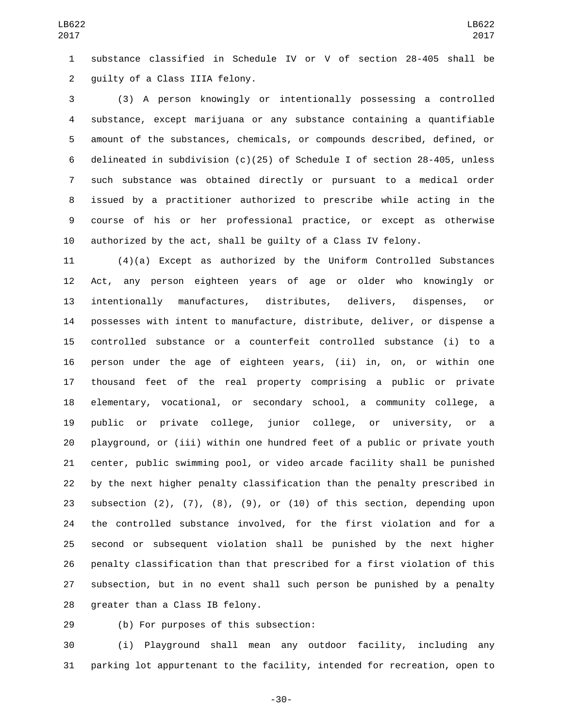substance classified in Schedule IV or V of section 28-405 shall be guilty of a Class IIIA felony.

(3) A person knowingly or intentionally possessing a controlled substance, except marijuana or any substance containing a quantifiable amount of the substances, chemicals, or compounds described, defined, or delineated in subdivision (c)(25) of Schedule I of section 28-405, unless such substance was obtained directly or pursuant to a medical order issued by a practitioner authorized to prescribe while acting in the course of his or her professional practice, or except as otherwise authorized by the act, shall be guilty of a Class IV felony.

(4)(a) Except as authorized by the Uniform Controlled Substances Act, any person eighteen years of age or older who knowingly or intentionally manufactures, distributes, delivers, dispenses, or possesses with intent to manufacture, distribute, deliver, or dispense a controlled substance or a counterfeit controlled substance (i) to a person under the age of eighteen years, (ii) in, on, or within one thousand feet of the real property comprising a public or private elementary, vocational, or secondary school, a community college, a public or private college, junior college, or university, or a playground, or (iii) within one hundred feet of a public or private youth center, public swimming pool, or video arcade facility shall be punished by the next higher penalty classification than the penalty prescribed in subsection (2), (7), (8), (9), or (10) of this section, depending upon the controlled substance involved, for the first violation and for a second or subsequent violation shall be punished by the next higher penalty classification than that prescribed for a first violation of this subsection, but in no event shall such person be punished by a penalty greater than a Class IB felony.

(b) For purposes of this subsection:

(i) Playground shall mean any outdoor facility, including any parking lot appurtenant to the facility, intended for recreation, open to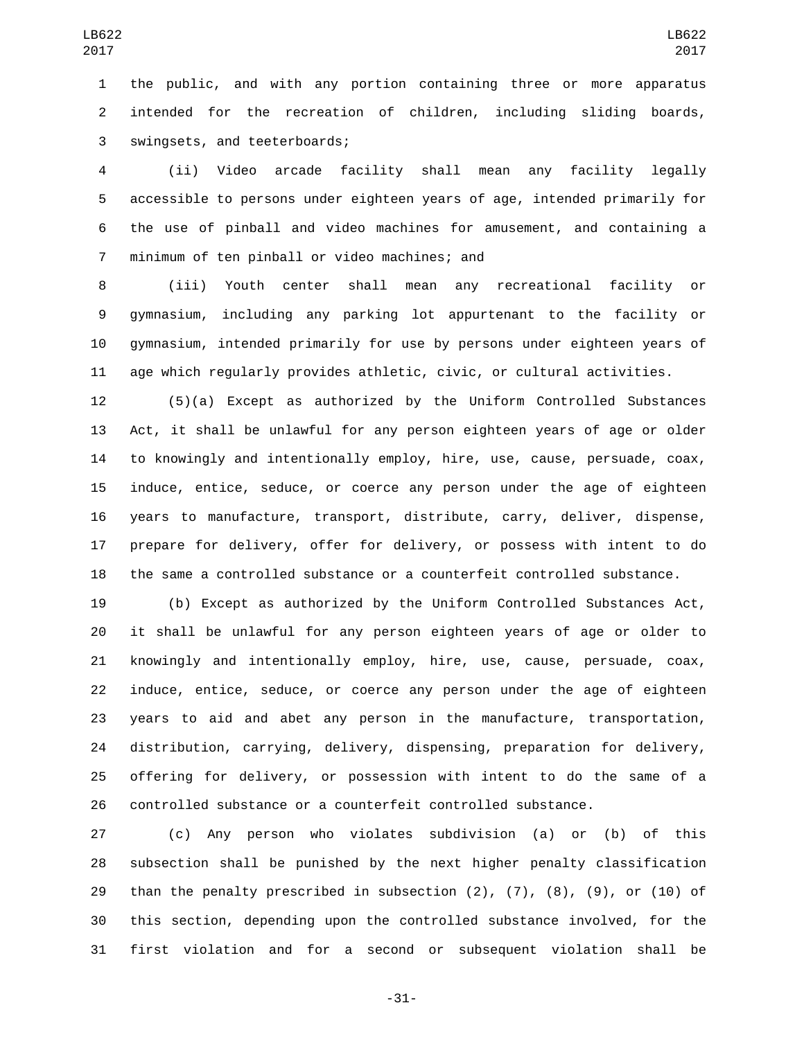the public, and with any portion containing three or more apparatus intended for the recreation of children, including sliding boards, swingsets, and teeterboards;

(ii) Video arcade facility shall mean any facility legally accessible to persons under eighteen years of age, intended primarily for the use of pinball and video machines for amusement, and containing a minimum of ten pinball or video machines; and

(iii) Youth center shall mean any recreational facility or gymnasium, including any parking lot appurtenant to the facility or gymnasium, intended primarily for use by persons under eighteen years of age which regularly provides athletic, civic, or cultural activities.

(5)(a) Except as authorized by the Uniform Controlled Substances Act, it shall be unlawful for any person eighteen years of age or older to knowingly and intentionally employ, hire, use, cause, persuade, coax, induce, entice, seduce, or coerce any person under the age of eighteen years to manufacture, transport, distribute, carry, deliver, dispense, prepare for delivery, offer for delivery, or possess with intent to do the same a controlled substance or a counterfeit controlled substance.

(b) Except as authorized by the Uniform Controlled Substances Act, it shall be unlawful for any person eighteen years of age or older to knowingly and intentionally employ, hire, use, cause, persuade, coax, induce, entice, seduce, or coerce any person under the age of eighteen years to aid and abet any person in the manufacture, transportation, distribution, carrying, delivery, dispensing, preparation for delivery, offering for delivery, or possession with intent to do the same of a controlled substance or a counterfeit controlled substance.

(c) Any person who violates subdivision (a) or (b) of this subsection shall be punished by the next higher penalty classification than the penalty prescribed in subsection (2), (7), (8), (9), or (10) of this section, depending upon the controlled substance involved, for the first violation and for a second or subsequent violation shall be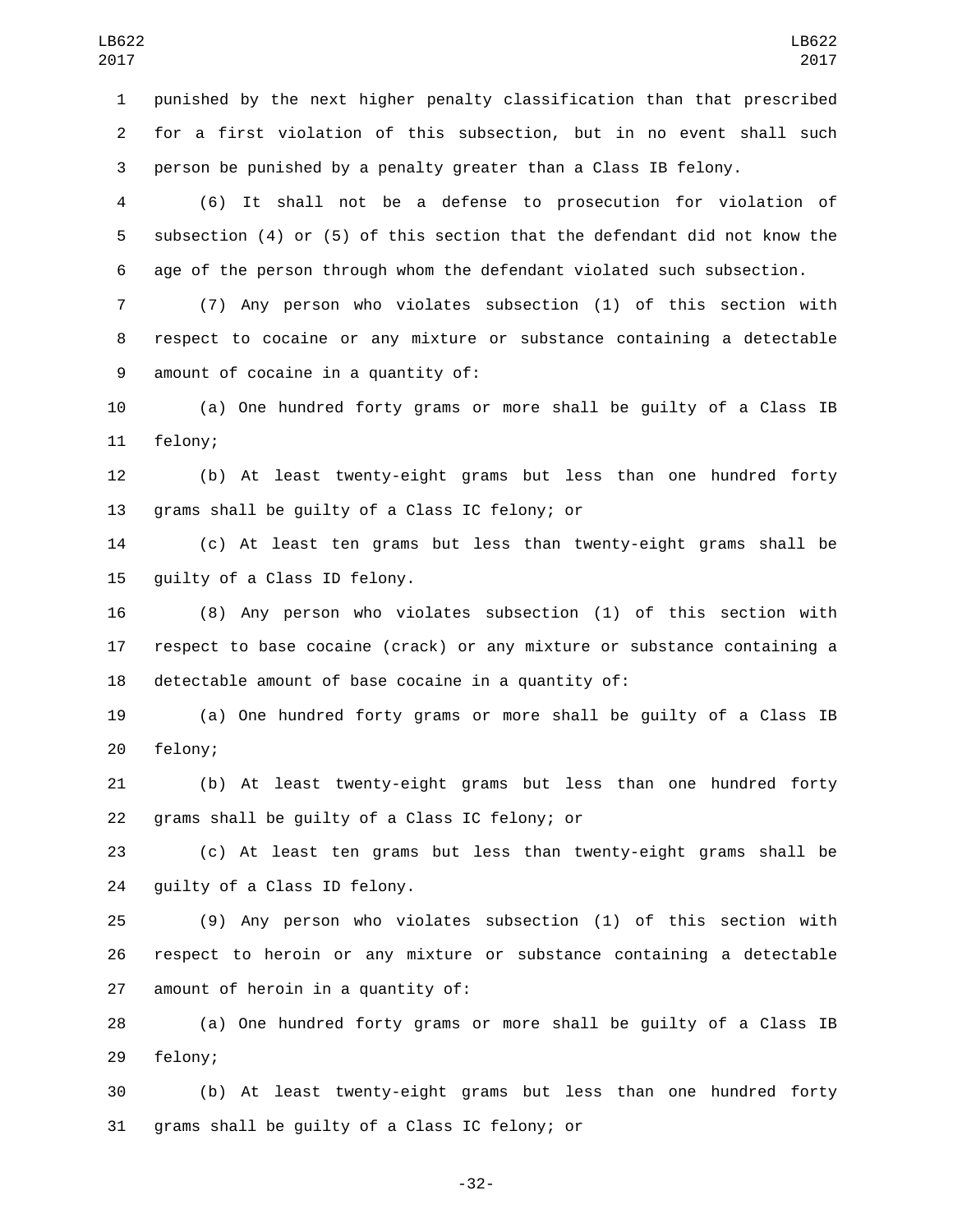punished by the next higher penalty classification than that prescribed for a first violation of this subsection, but in no event shall such person be punished by a penalty greater than a Class IB felony.

(6) It shall not be a defense to prosecution for violation of subsection (4) or (5) of this section that the defendant did not know the age of the person through whom the defendant violated such subsection.

(7) Any person who violates subsection (1) of this section with respect to cocaine or any mixture or substance containing a detectable amount of cocaine in a quantity of:

(a) One hundred forty grams or more shall be guilty of a Class IB felony;

(b) At least twenty-eight grams but less than one hundred forty grams shall be guilty of a Class IC felony; or

(c) At least ten grams but less than twenty-eight grams shall be guilty of a Class ID felony.

(8) Any person who violates subsection (1) of this section with respect to base cocaine (crack) or any mixture or substance containing a detectable amount of base cocaine in a quantity of:

(a) One hundred forty grams or more shall be guilty of a Class IB felony;

(b) At least twenty-eight grams but less than one hundred forty grams shall be guilty of a Class IC felony; or

(c) At least ten grams but less than twenty-eight grams shall be guilty of a Class ID felony.

(9) Any person who violates subsection (1) of this section with respect to heroin or any mixture or substance containing a detectable amount of heroin in a quantity of:

(a) One hundred forty grams or more shall be guilty of a Class IB felony;

(b) At least twenty-eight grams but less than one hundred forty grams shall be guilty of a Class IC felony; or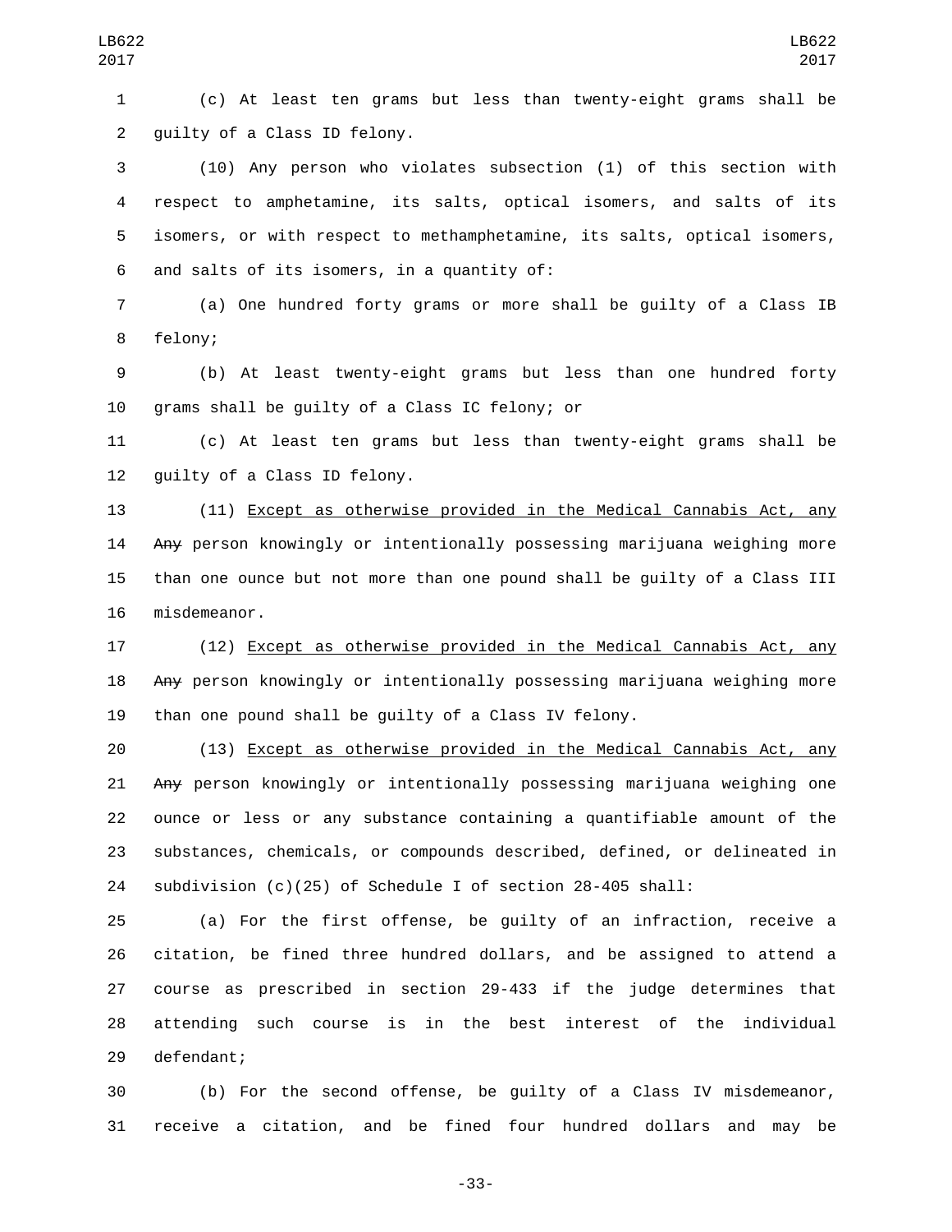(c) At least ten grams but less than twenty-eight grams shall be guilty of a Class ID felony.

(10) Any person who violates subsection (1) of this section with respect to amphetamine, its salts, optical isomers, and salts of its isomers, or with respect to methamphetamine, its salts, optical isomers, and salts of its isomers, in a quantity of:

(a) One hundred forty grams or more shall be guilty of a Class IB felony;

(b) At least twenty-eight grams but less than one hundred forty grams shall be guilty of a Class IC felony; or

(c) At least ten grams but less than twenty-eight grams shall be guilty of a Class ID felony.

(11) Except as otherwise provided in the Medical Cannabis Act, any ~~Any~~ person knowingly or intentionally possessing marijuana weighing more than one ounce but not more than one pound shall be guilty of a Class III misdemeanor.

(12) Except as otherwise provided in the Medical Cannabis Act, any ~~Any~~ person knowingly or intentionally possessing marijuana weighing more than one pound shall be guilty of a Class IV felony.

(13) Except as otherwise provided in the Medical Cannabis Act, any ~~Any~~ person knowingly or intentionally possessing marijuana weighing one ounce or less or any substance containing a quantifiable amount of the substances, chemicals, or compounds described, defined, or delineated in subdivision (c)(25) of Schedule I of section 28-405 shall:

(a) For the first offense, be guilty of an infraction, receive a citation, be fined three hundred dollars, and be assigned to attend a course as prescribed in section 29-433 if the judge determines that attending such course is in the best interest of the individual defendant;

(b) For the second offense, be guilty of a Class IV misdemeanor, receive a citation, and be fined four hundred dollars and may be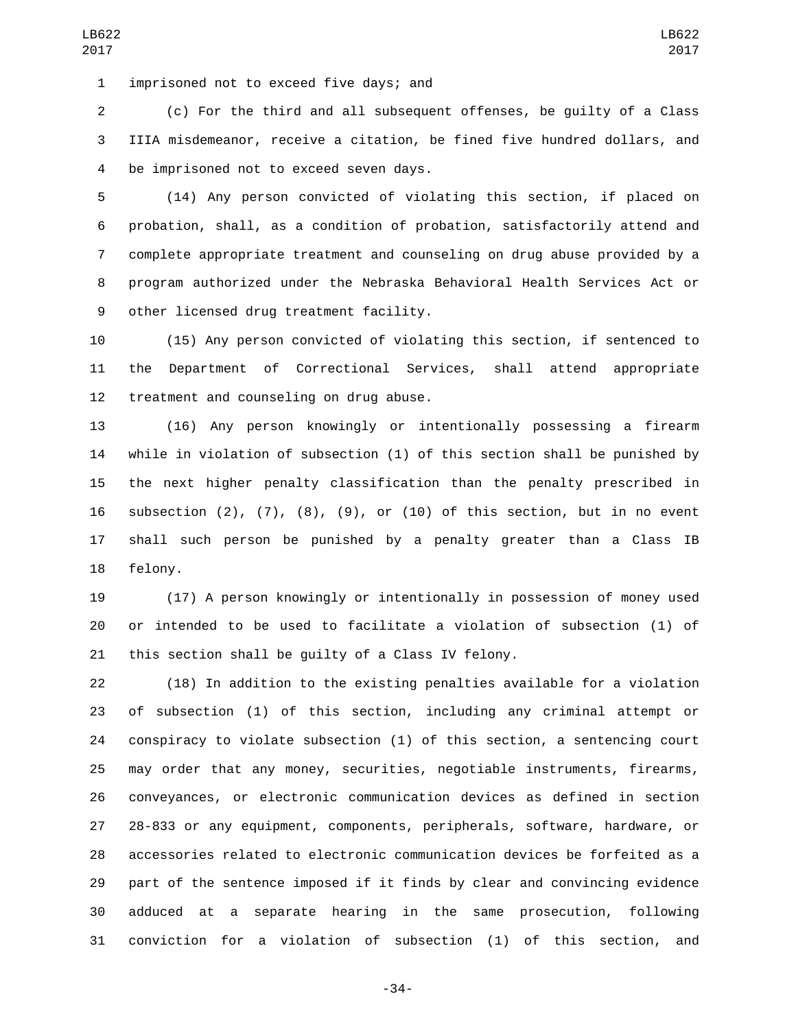imprisoned not to exceed five days; and

(c) For the third and all subsequent offenses, be guilty of a Class IIIA misdemeanor, receive a citation, be fined five hundred dollars, and be imprisoned not to exceed seven days.

(14) Any person convicted of violating this section, if placed on probation, shall, as a condition of probation, satisfactorily attend and complete appropriate treatment and counseling on drug abuse provided by a program authorized under the Nebraska Behavioral Health Services Act or other licensed drug treatment facility.

(15) Any person convicted of violating this section, if sentenced to the Department of Correctional Services, shall attend appropriate treatment and counseling on drug abuse.

(16) Any person knowingly or intentionally possessing a firearm while in violation of subsection (1) of this section shall be punished by the next higher penalty classification than the penalty prescribed in subsection (2), (7), (8), (9), or (10) of this section, but in no event shall such person be punished by a penalty greater than a Class IB felony.

(17) A person knowingly or intentionally in possession of money used or intended to be used to facilitate a violation of subsection (1) of this section shall be guilty of a Class IV felony.

(18) In addition to the existing penalties available for a violation of subsection (1) of this section, including any criminal attempt or conspiracy to violate subsection (1) of this section, a sentencing court may order that any money, securities, negotiable instruments, firearms, conveyances, or electronic communication devices as defined in section 28-833 or any equipment, components, peripherals, software, hardware, or accessories related to electronic communication devices be forfeited as a part of the sentence imposed if it finds by clear and convincing evidence adduced at a separate hearing in the same prosecution, following conviction for a violation of subsection (1) of this section, and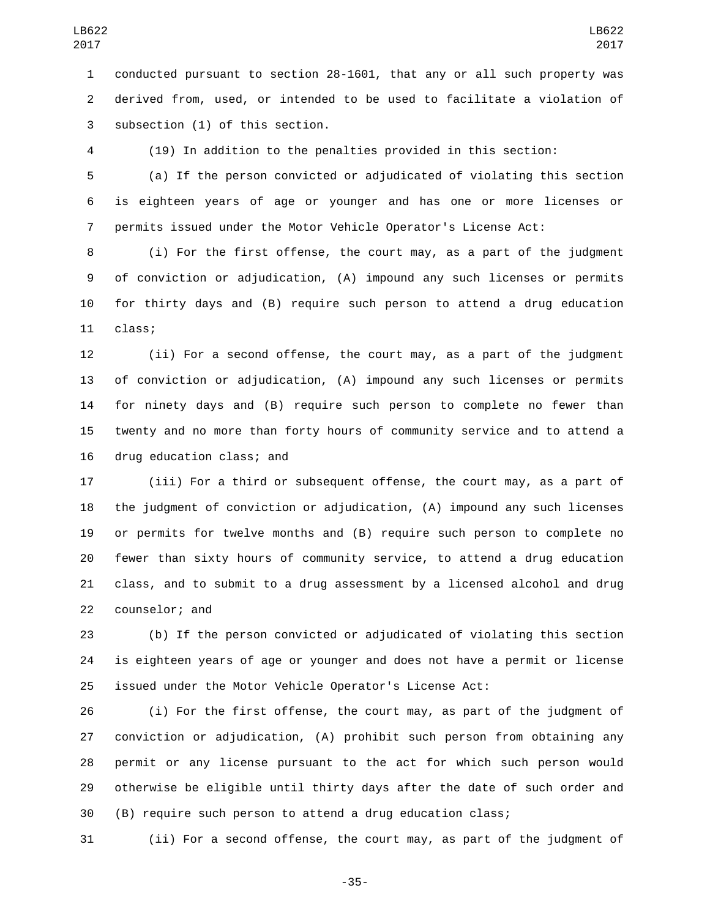conducted pursuant to section 28-1601, that any or all such property was derived from, used, or intended to be used to facilitate a violation of subsection (1) of this section.

(19) In addition to the penalties provided in this section:

(a) If the person convicted or adjudicated of violating this section is eighteen years of age or younger and has one or more licenses or permits issued under the Motor Vehicle Operator's License Act:

(i) For the first offense, the court may, as a part of the judgment of conviction or adjudication, (A) impound any such licenses or permits for thirty days and (B) require such person to attend a drug education class;

(ii) For a second offense, the court may, as a part of the judgment of conviction or adjudication, (A) impound any such licenses or permits for ninety days and (B) require such person to complete no fewer than twenty and no more than forty hours of community service and to attend a drug education class; and

(iii) For a third or subsequent offense, the court may, as a part of the judgment of conviction or adjudication, (A) impound any such licenses or permits for twelve months and (B) require such person to complete no fewer than sixty hours of community service, to attend a drug education class, and to submit to a drug assessment by a licensed alcohol and drug counselor; and

(b) If the person convicted or adjudicated of violating this section is eighteen years of age or younger and does not have a permit or license issued under the Motor Vehicle Operator's License Act:

(i) For the first offense, the court may, as part of the judgment of conviction or adjudication, (A) prohibit such person from obtaining any permit or any license pursuant to the act for which such person would otherwise be eligible until thirty days after the date of such order and (B) require such person to attend a drug education class;

(ii) For a second offense, the court may, as part of the judgment of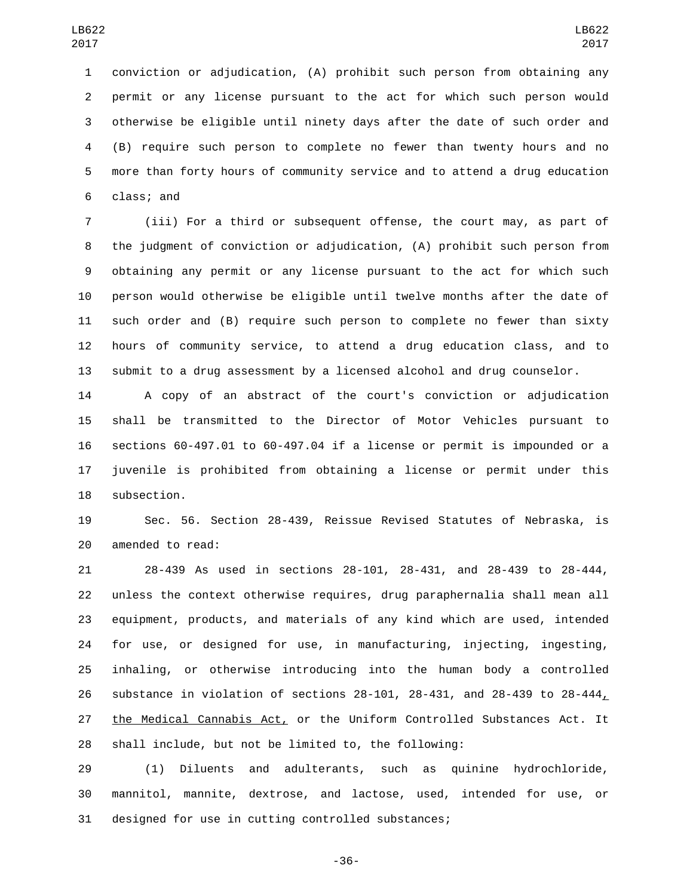conviction or adjudication, (A) prohibit such person from obtaining any permit or any license pursuant to the act for which such person would otherwise be eligible until ninety days after the date of such order and (B) require such person to complete no fewer than twenty hours and no more than forty hours of community service and to attend a drug education class; and

(iii) For a third or subsequent offense, the court may, as part of the judgment of conviction or adjudication, (A) prohibit such person from obtaining any permit or any license pursuant to the act for which such person would otherwise be eligible until twelve months after the date of such order and (B) require such person to complete no fewer than sixty hours of community service, to attend a drug education class, and to submit to a drug assessment by a licensed alcohol and drug counselor.

A copy of an abstract of the court's conviction or adjudication shall be transmitted to the Director of Motor Vehicles pursuant to sections 60-497.01 to 60-497.04 if a license or permit is impounded or a juvenile is prohibited from obtaining a license or permit under this subsection.

Sec. 56. Section 28-439, Reissue Revised Statutes of Nebraska, is amended to read:

28-439 As used in sections 28-101, 28-431, and 28-439 to 28-444, unless the context otherwise requires, drug paraphernalia shall mean all equipment, products, and materials of any kind which are used, intended for use, or designed for use, in manufacturing, injecting, ingesting, inhaling, or otherwise introducing into the human body a controlled substance in violation of sections 28-101, 28-431, and 28-439 to 28-444, the Medical Cannabis Act, or the Uniform Controlled Substances Act. It shall include, but not be limited to, the following:

(1) Diluents and adulterants, such as quinine hydrochloride, mannitol, mannite, dextrose, and lactose, used, intended for use, or designed for use in cutting controlled substances;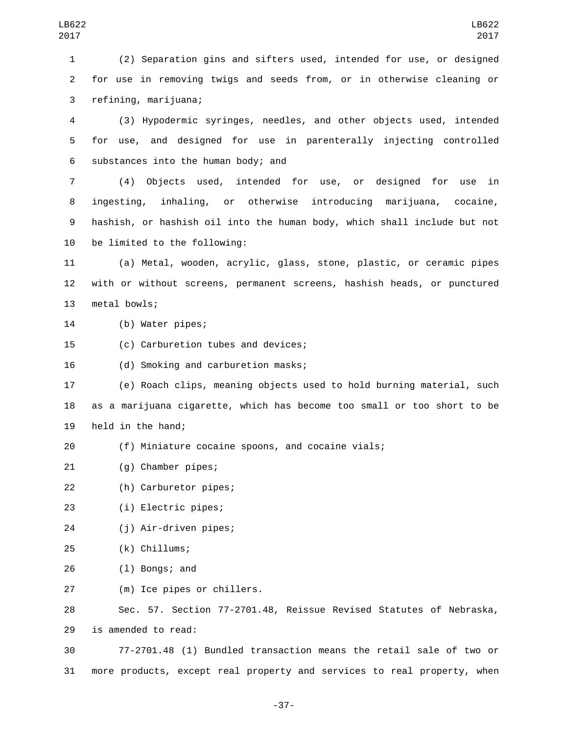(2) Separation gins and sifters used, intended for use, or designed for use in removing twigs and seeds from, or in otherwise cleaning or refining, marijuana;

(3) Hypodermic syringes, needles, and other objects used, intended for use, and designed for use in parenterally injecting controlled substances into the human body; and

(4) Objects used, intended for use, or designed for use in ingesting, inhaling, or otherwise introducing marijuana, cocaine, hashish, or hashish oil into the human body, which shall include but not be limited to the following:

(a) Metal, wooden, acrylic, glass, stone, plastic, or ceramic pipes with or without screens, permanent screens, hashish heads, or punctured metal bowls;

(b) Water pipes;

(c) Carburetion tubes and devices;

(d) Smoking and carburetion masks;

(e) Roach clips, meaning objects used to hold burning material, such as a marijuana cigarette, which has become too small or too short to be held in the hand;

(f) Miniature cocaine spoons, and cocaine vials;

(g) Chamber pipes;

(h) Carburetor pipes;

(i) Electric pipes;

(j) Air-driven pipes;

(k) Chillums;

(l) Bongs; and

(m) Ice pipes or chillers.

Sec. 57. Section 77-2701.48, Reissue Revised Statutes of Nebraska, is amended to read:

77-2701.48 (1) Bundled transaction means the retail sale of two or more products, except real property and services to real property, when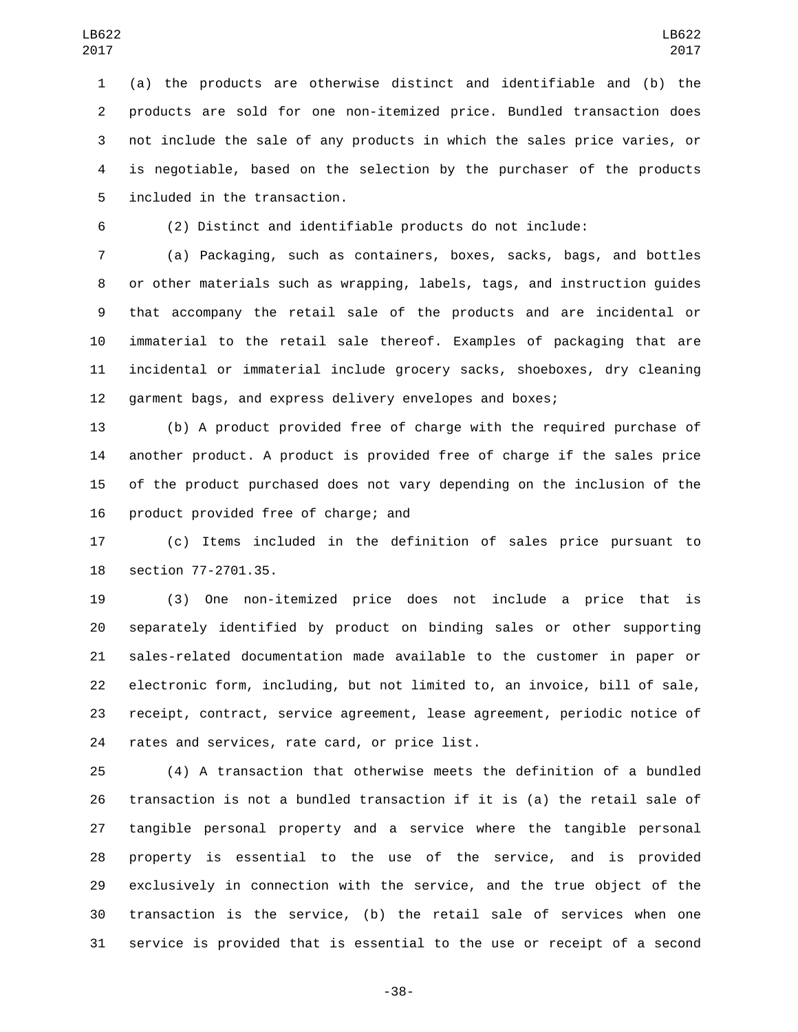(a) the products are otherwise distinct and identifiable and (b) the products are sold for one non-itemized price. Bundled transaction does not include the sale of any products in which the sales price varies, or is negotiable, based on the selection by the purchaser of the products included in the transaction.

(2) Distinct and identifiable products do not include:

(a) Packaging, such as containers, boxes, sacks, bags, and bottles or other materials such as wrapping, labels, tags, and instruction guides that accompany the retail sale of the products and are incidental or immaterial to the retail sale thereof. Examples of packaging that are incidental or immaterial include grocery sacks, shoeboxes, dry cleaning garment bags, and express delivery envelopes and boxes;

(b) A product provided free of charge with the required purchase of another product. A product is provided free of charge if the sales price of the product purchased does not vary depending on the inclusion of the product provided free of charge; and

(c) Items included in the definition of sales price pursuant to section 77-2701.35.

(3) One non-itemized price does not include a price that is separately identified by product on binding sales or other supporting sales-related documentation made available to the customer in paper or electronic form, including, but not limited to, an invoice, bill of sale, receipt, contract, service agreement, lease agreement, periodic notice of rates and services, rate card, or price list.

(4) A transaction that otherwise meets the definition of a bundled transaction is not a bundled transaction if it is (a) the retail sale of tangible personal property and a service where the tangible personal property is essential to the use of the service, and is provided exclusively in connection with the service, and the true object of the transaction is the service, (b) the retail sale of services when one service is provided that is essential to the use or receipt of a second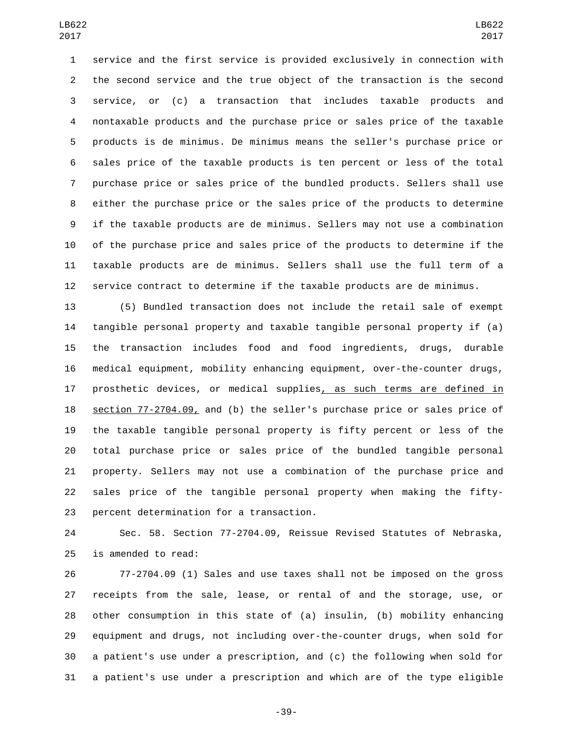service and the first service is provided exclusively in connection with the second service and the true object of the transaction is the second service, or (c) a transaction that includes taxable products and nontaxable products and the purchase price or sales price of the taxable products is de minimus. De minimus means the seller's purchase price or sales price of the taxable products is ten percent or less of the total purchase price or sales price of the bundled products. Sellers shall use either the purchase price or the sales price of the products to determine if the taxable products are de minimus. Sellers may not use a combination of the purchase price and sales price of the products to determine if the taxable products are de minimus. Sellers shall use the full term of a service contract to determine if the taxable products are de minimus.

(5) Bundled transaction does not include the retail sale of exempt tangible personal property and taxable tangible personal property if (a) the transaction includes food and food ingredients, drugs, durable medical equipment, mobility enhancing equipment, over-the-counter drugs, prosthetic devices, or medical supplies, as such terms are defined in section 77-2704.09, and (b) the seller's purchase price or sales price of the taxable tangible personal property is fifty percent or less of the total purchase price or sales price of the bundled tangible personal property. Sellers may not use a combination of the purchase price and sales price of the tangible personal property when making the fifty-percent determination for a transaction.

Sec. 58. Section 77-2704.09, Reissue Revised Statutes of Nebraska, is amended to read:

77-2704.09 (1) Sales and use taxes shall not be imposed on the gross receipts from the sale, lease, or rental of and the storage, use, or other consumption in this state of (a) insulin, (b) mobility enhancing equipment and drugs, not including over-the-counter drugs, when sold for a patient's use under a prescription, and (c) the following when sold for a patient's use under a prescription and which are of the type eligible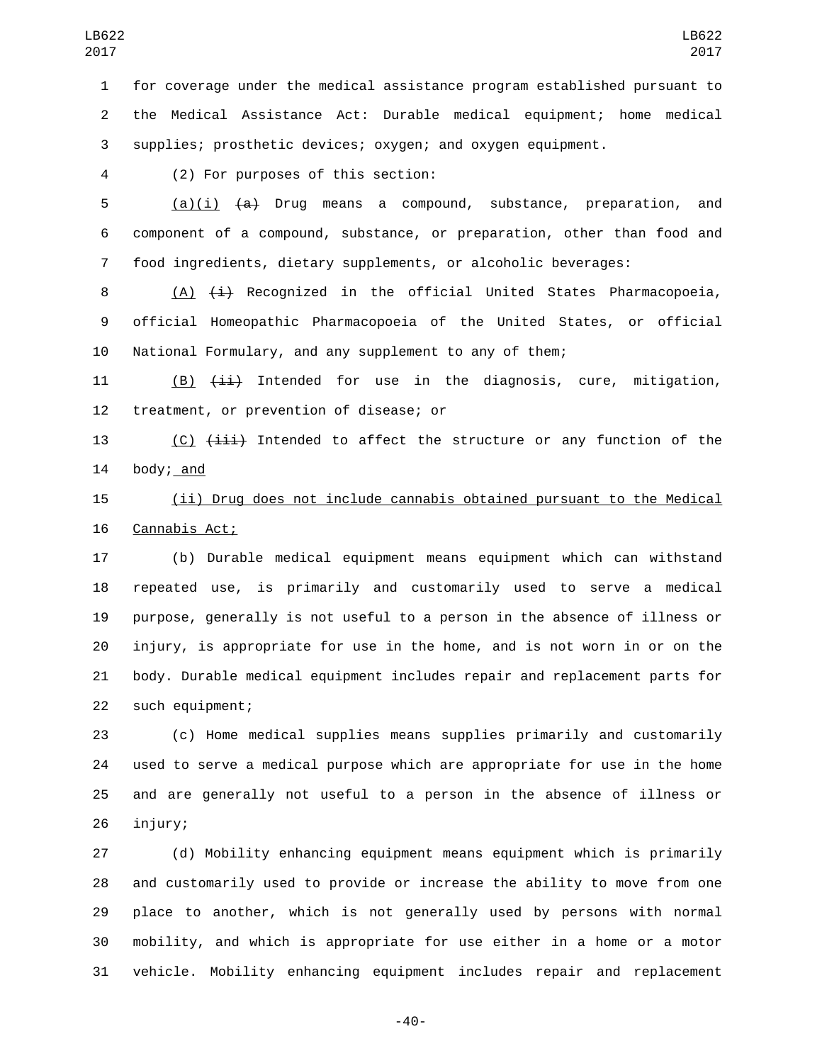for coverage under the medical assistance program established pursuant to the Medical Assistance Act: Durable medical equipment; home medical supplies; prosthetic devices; oxygen; and oxygen equipment.

(2) For purposes of this section:

(a)(i) ~~(a)~~ Drug means a compound, substance, preparation, and component of a compound, substance, or preparation, other than food and food ingredients, dietary supplements, or alcoholic beverages:

(A) ~~(i)~~ Recognized in the official United States Pharmacopoeia, official Homeopathic Pharmacopoeia of the United States, or official National Formulary, and any supplement to any of them;

(B) ~~(ii)~~ Intended for use in the diagnosis, cure, mitigation, treatment, or prevention of disease; or

(C) ~~(iii)~~ Intended to affect the structure or any function of the body; and

(ii) Drug does not include cannabis obtained pursuant to the Medical Cannabis Act;

(b) Durable medical equipment means equipment which can withstand repeated use, is primarily and customarily used to serve a medical purpose, generally is not useful to a person in the absence of illness or injury, is appropriate for use in the home, and is not worn in or on the body. Durable medical equipment includes repair and replacement parts for such equipment;

(c) Home medical supplies means supplies primarily and customarily used to serve a medical purpose which are appropriate for use in the home and are generally not useful to a person in the absence of illness or injury;

(d) Mobility enhancing equipment means equipment which is primarily and customarily used to provide or increase the ability to move from one place to another, which is not generally used by persons with normal mobility, and which is appropriate for use either in a home or a motor vehicle. Mobility enhancing equipment includes repair and replacement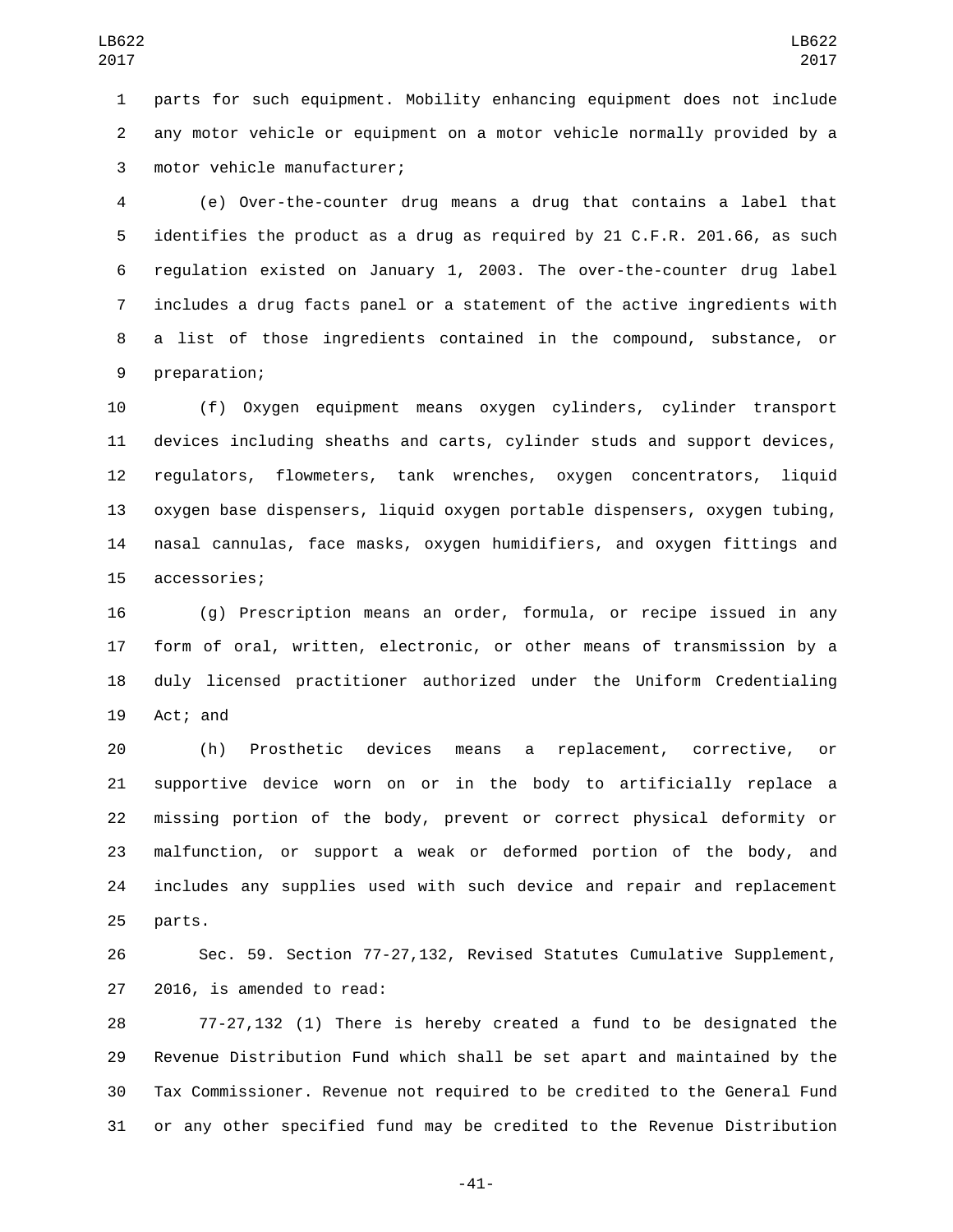parts for such equipment. Mobility enhancing equipment does not include any motor vehicle or equipment on a motor vehicle normally provided by a motor vehicle manufacturer;

(e) Over-the-counter drug means a drug that contains a label that identifies the product as a drug as required by 21 C.F.R. 201.66, as such regulation existed on January 1, 2003. The over-the-counter drug label includes a drug facts panel or a statement of the active ingredients with a list of those ingredients contained in the compound, substance, or preparation;

(f) Oxygen equipment means oxygen cylinders, cylinder transport devices including sheaths and carts, cylinder studs and support devices, regulators, flowmeters, tank wrenches, oxygen concentrators, liquid oxygen base dispensers, liquid oxygen portable dispensers, oxygen tubing, nasal cannulas, face masks, oxygen humidifiers, and oxygen fittings and accessories;

(g) Prescription means an order, formula, or recipe issued in any form of oral, written, electronic, or other means of transmission by a duly licensed practitioner authorized under the Uniform Credentialing Act; and

(h) Prosthetic devices means a replacement, corrective, or supportive device worn on or in the body to artificially replace a missing portion of the body, prevent or correct physical deformity or malfunction, or support a weak or deformed portion of the body, and includes any supplies used with such device and repair and replacement parts.

Sec. 59. Section 77-27,132, Revised Statutes Cumulative Supplement, 2016, is amended to read:

77-27,132 (1) There is hereby created a fund to be designated the Revenue Distribution Fund which shall be set apart and maintained by the Tax Commissioner. Revenue not required to be credited to the General Fund or any other specified fund may be credited to the Revenue Distribution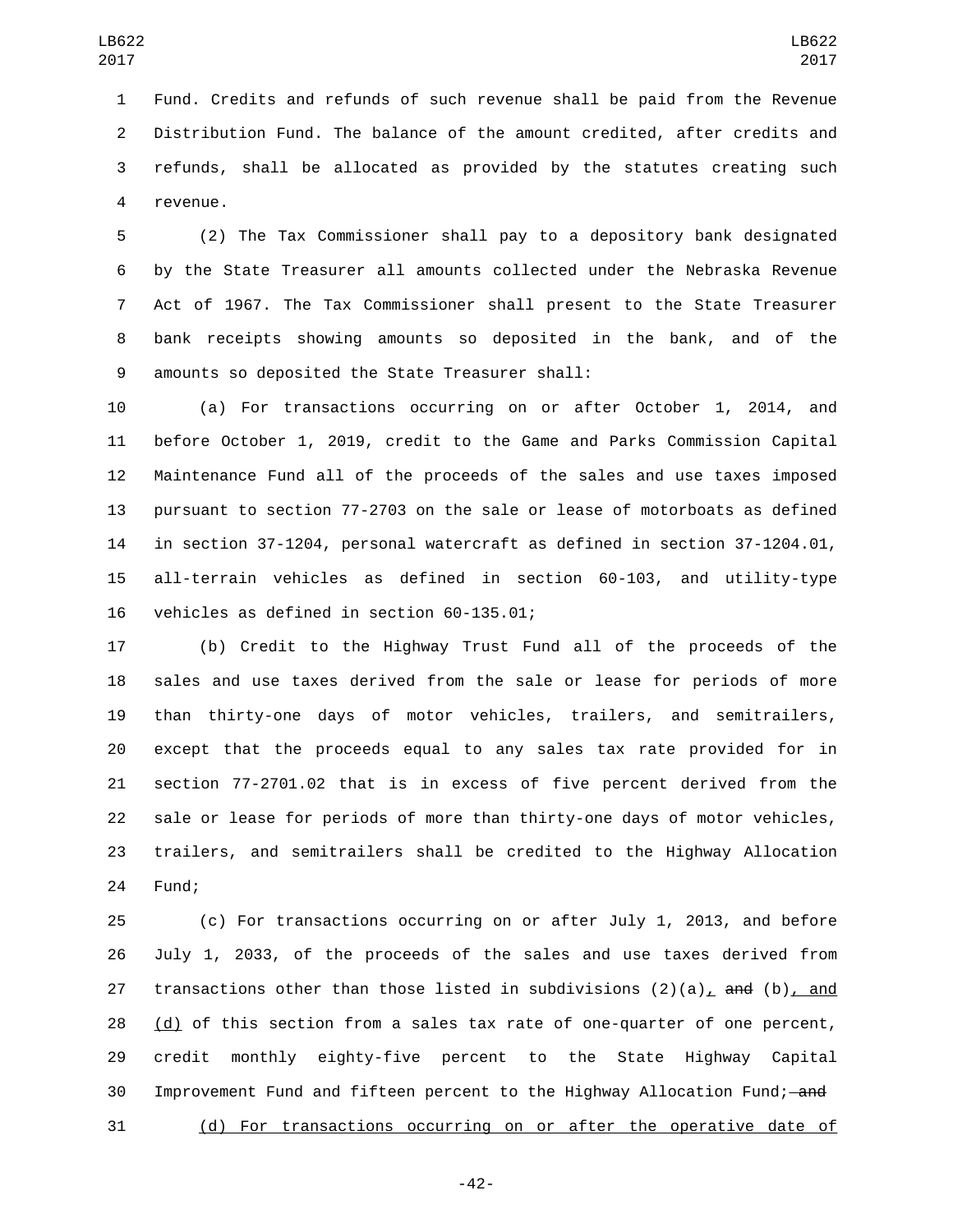Fund. Credits and refunds of such revenue shall be paid from the Revenue Distribution Fund. The balance of the amount credited, after credits and refunds, shall be allocated as provided by the statutes creating such revenue.

(2) The Tax Commissioner shall pay to a depository bank designated by the State Treasurer all amounts collected under the Nebraska Revenue Act of 1967. The Tax Commissioner shall present to the State Treasurer bank receipts showing amounts so deposited in the bank, and of the amounts so deposited the State Treasurer shall:

(a) For transactions occurring on or after October 1, 2014, and before October 1, 2019, credit to the Game and Parks Commission Capital Maintenance Fund all of the proceeds of the sales and use taxes imposed pursuant to section 77-2703 on the sale or lease of motorboats as defined in section 37-1204, personal watercraft as defined in section 37-1204.01, all-terrain vehicles as defined in section 60-103, and utility-type vehicles as defined in section 60-135.01;

(b) Credit to the Highway Trust Fund all of the proceeds of the sales and use taxes derived from the sale or lease for periods of more than thirty-one days of motor vehicles, trailers, and semitrailers, except that the proceeds equal to any sales tax rate provided for in section 77-2701.02 that is in excess of five percent derived from the sale or lease for periods of more than thirty-one days of motor vehicles, trailers, and semitrailers shall be credited to the Highway Allocation Fund;

(c) For transactions occurring on or after July 1, 2013, and before July 1, 2033, of the proceeds of the sales and use taxes derived from transactions other than those listed in subdivisions (2)(a), ~~and~~ (b), and (d) of this section from a sales tax rate of one-quarter of one percent, credit monthly eighty-five percent to the State Highway Capital Improvement Fund and fifteen percent to the Highway Allocation Fund; ~~and~~

(d) For transactions occurring on or after the operative date of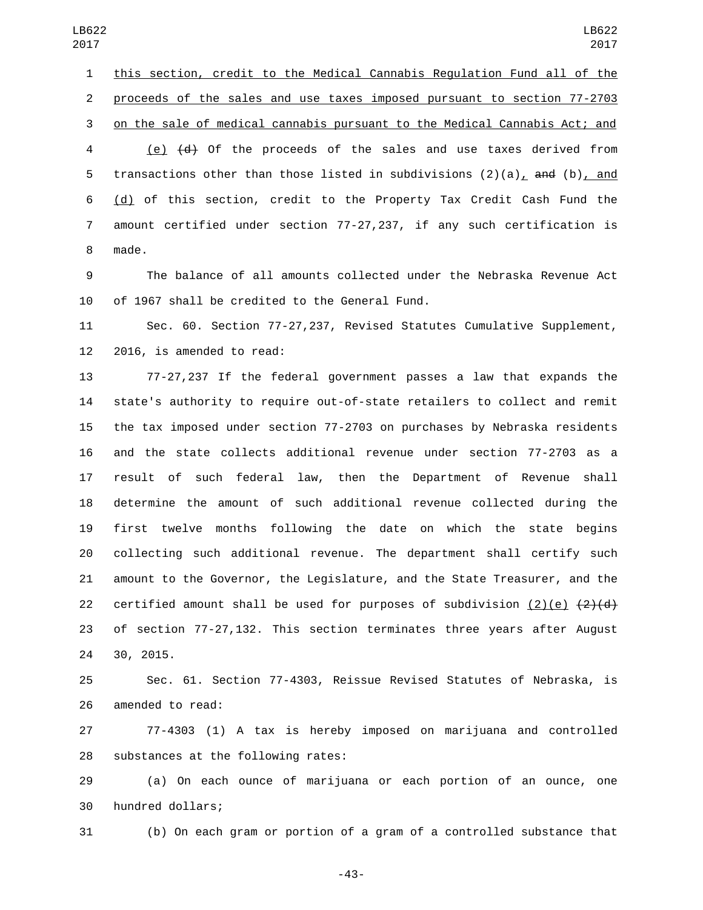this section, credit to the Medical Cannabis Regulation Fund all of the proceeds of the sales and use taxes imposed pursuant to section 77-2703 on the sale of medical cannabis pursuant to the Medical Cannabis Act; and

(e) ~~(d)~~ Of the proceeds of the sales and use taxes derived from transactions other than those listed in subdivisions (2)(a), ~~and~~ (b), and (d) of this section, credit to the Property Tax Credit Cash Fund the amount certified under section 77-27,237, if any such certification is made.

The balance of all amounts collected under the Nebraska Revenue Act of 1967 shall be credited to the General Fund.

Sec. 60. Section 77-27,237, Revised Statutes Cumulative Supplement, 2016, is amended to read:

77-27,237 If the federal government passes a law that expands the state's authority to require out-of-state retailers to collect and remit the tax imposed under section 77-2703 on purchases by Nebraska residents and the state collects additional revenue under section 77-2703 as a result of such federal law, then the Department of Revenue shall determine the amount of such additional revenue collected during the first twelve months following the date on which the state begins collecting such additional revenue. The department shall certify such amount to the Governor, the Legislature, and the State Treasurer, and the certified amount shall be used for purposes of subdivision (2)(e) ~~(2)(d)~~ of section 77-27,132. This section terminates three years after August 30, 2015.

Sec. 61. Section 77-4303, Reissue Revised Statutes of Nebraska, is amended to read:

77-4303 (1) A tax is hereby imposed on marijuana and controlled substances at the following rates:

(a) On each ounce of marijuana or each portion of an ounce, one hundred dollars;

(b) On each gram or portion of a gram of a controlled substance that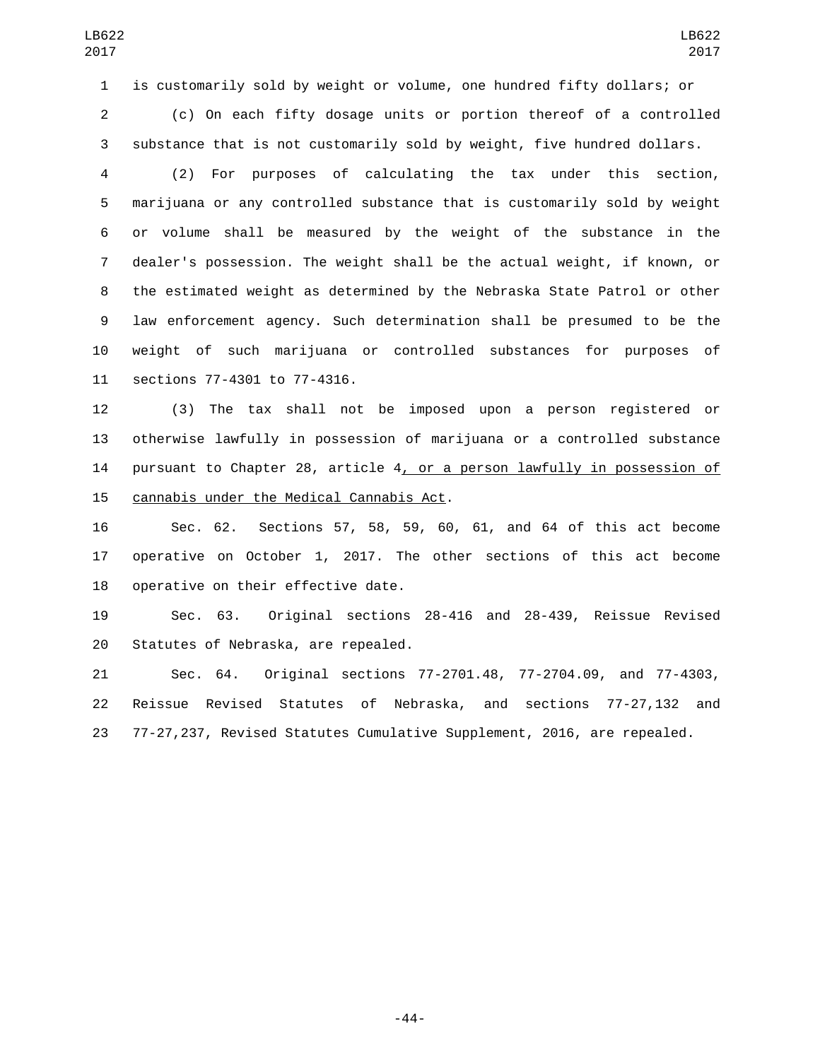is customarily sold by weight or volume, one hundred fifty dollars; or

(c) On each fifty dosage units or portion thereof of a controlled substance that is not customarily sold by weight, five hundred dollars.

(2) For purposes of calculating the tax under this section, marijuana or any controlled substance that is customarily sold by weight or volume shall be measured by the weight of the substance in the dealer's possession. The weight shall be the actual weight, if known, or the estimated weight as determined by the Nebraska State Patrol or other law enforcement agency. Such determination shall be presumed to be the weight of such marijuana or controlled substances for purposes of sections 77-4301 to 77-4316.

(3) The tax shall not be imposed upon a person registered or otherwise lawfully in possession of marijuana or a controlled substance pursuant to Chapter 28, article 4, or a person lawfully in possession of cannabis under the Medical Cannabis Act.

Sec. 62. Sections 57, 58, 59, 60, 61, and 64 of this act become operative on October 1, 2017. The other sections of this act become operative on their effective date.

Sec. 63. Original sections 28-416 and 28-439, Reissue Revised Statutes of Nebraska, are repealed.

Sec. 64. Original sections 77-2701.48, 77-2704.09, and 77-4303, Reissue Revised Statutes of Nebraska, and sections 77-27,132 and 77-27,237, Revised Statutes Cumulative Supplement, 2016, are repealed.